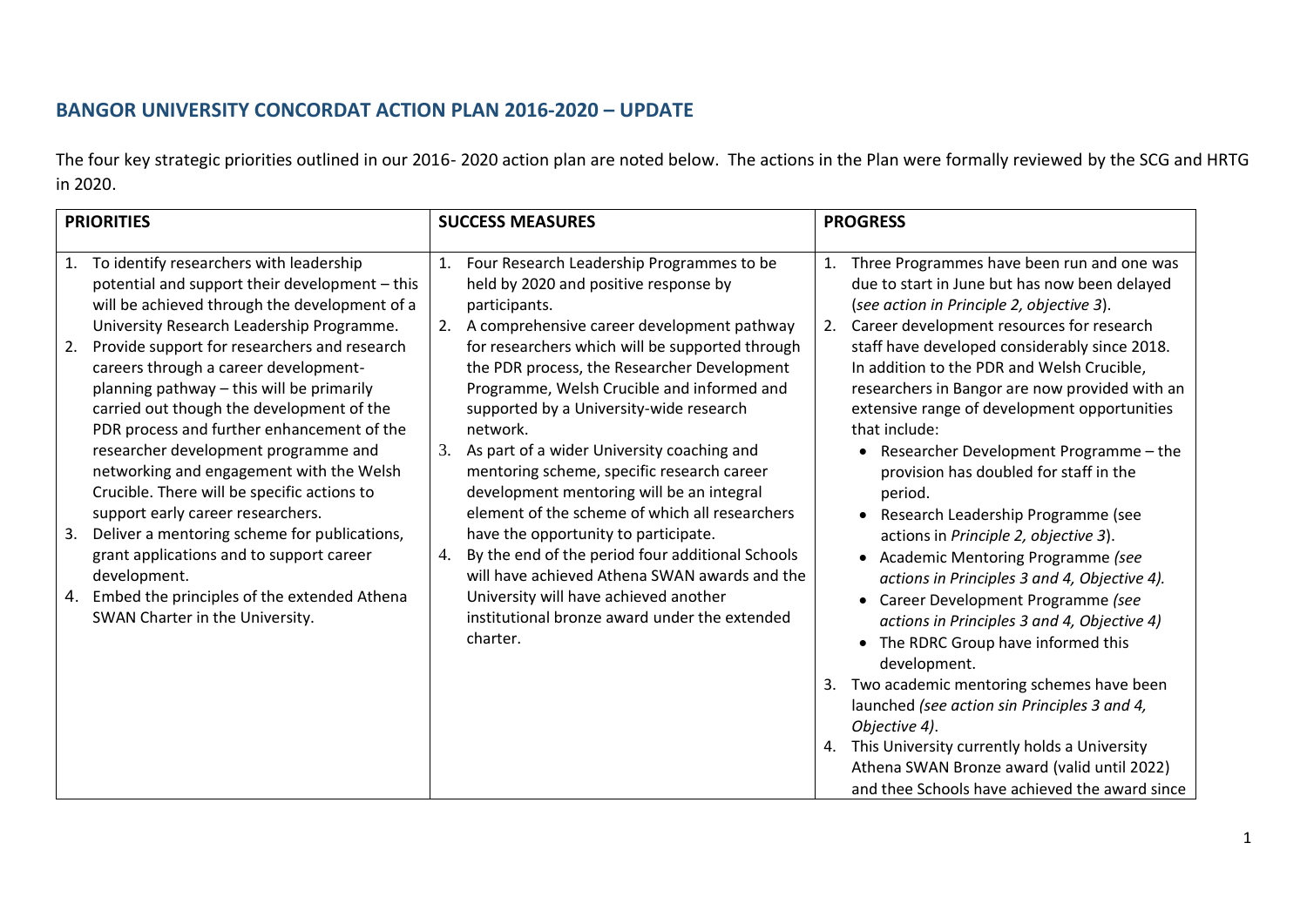## BANGOR UNIVERSITY CONCORDAT ACTION PLAN 2016-2020 – UPDATE

The four key strategic priorities outlined in our 2016- 2020 action plan are noted below. The actions in the Plan were formally reviewed by the SCG and HRTG in 2020.

| PRIORITIES | SUCCESS MEASURES | PROGRESS |
|---|---|---|
| 1. To identify researchers with leadership potential and support their development – this will be achieved through the development of a University Research Leadership Programme.<br>2. Provide support for researchers and research careers through a career development-planning pathway – this will be primarily carried out though the development of the PDR process and further enhancement of the researcher development programme and networking and engagement with the Welsh Crucible. There will be specific actions to support early career researchers.<br>3. Deliver a mentoring scheme for publications, grant applications and to support career development.<br>4. Embed the principles of the extended Athena SWAN Charter in the University. | 1. Four Research Leadership Programmes to be held by 2020 and positive response by participants.<br>2. A comprehensive career development pathway for researchers which will be supported through the PDR process, the Researcher Development Programme, Welsh Crucible and informed and supported by a University-wide research network.<br>3. As part of a wider University coaching and mentoring scheme, specific research career development mentoring will be an integral element of the scheme of which all researchers have the opportunity to participate.<br>4. By the end of the period four additional Schools will have achieved Athena SWAN awards and the University will have achieved another institutional bronze award under the extended charter. | 1. Three Programmes have been run and one was due to start in June but has now been delayed (*see action in Principle 2, objective 3*).<br>2. Career development resources for research staff have developed considerably since 2018. In addition to the PDR and Welsh Crucible, researchers in Bangor are now provided with an extensive range of development opportunities that include:<br>• Researcher Development Programme – the provision has doubled for staff in the period.<br>• Research Leadership Programme (see actions in *Principle 2, objective 3*).<br>• Academic Mentoring Programme *(see actions in Principles 3 and 4, Objective 4).*<br>• Career Development Programme *(see actions in Principles 3 and 4, Objective 4)*<br>• The RDRC Group have informed this development.<br>3. Two academic mentoring schemes have been launched *(see action sin Principles 3 and 4, Objective 4)*.<br>4. This University currently holds a University Athena SWAN Bronze award (valid until 2022) and thee Schools have achieved the award since |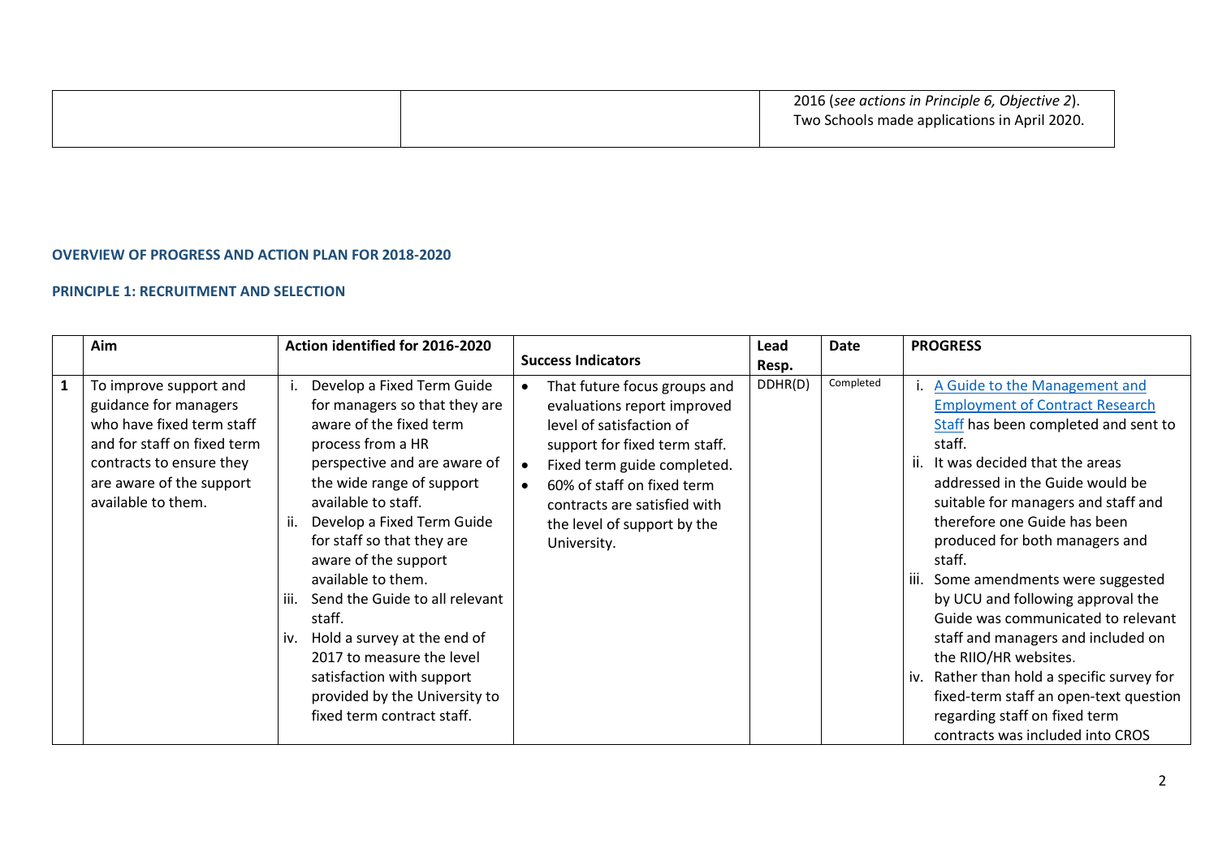| | | |
|---|---|---|
| | | 2016 (*see actions in Principle 6, Objective 2*). Two Schools made applications in April 2020. |

**OVERVIEW OF PROGRESS AND ACTION PLAN FOR 2018-2020**

**PRINCIPLE 1: RECRUITMENT AND SELECTION**

| | Aim | Action identified for 2016-2020 | Success Indicators | Lead Resp. | Date | PROGRESS |
|---|---|---|---|---|---|---|
| 1 | To improve support and guidance for managers who have fixed term staff and for staff on fixed term contracts to ensure they are aware of the support available to them. | i. Develop a Fixed Term Guide for managers so that they are aware of the fixed term process from a HR perspective and are aware of the wide range of support available to staff.<br>ii. Develop a Fixed Term Guide for staff so that they are aware of the support available to them.<br>iii. Send the Guide to all relevant staff.<br>iv. Hold a survey at the end of 2017 to measure the level satisfaction with support provided by the University to fixed term contract staff. | • That future focus groups and evaluations report improved level of satisfaction of support for fixed term staff.<br>• Fixed term guide completed.<br>• 60% of staff on fixed term contracts are satisfied with the level of support by the University. | DDHR(D) | Completed | i. A Guide to the Management and Employment of Contract Research Staff has been completed and sent to staff.<br>ii. It was decided that the areas addressed in the Guide would be suitable for managers and staff and therefore one Guide has been produced for both managers and staff.<br>iii. Some amendments were suggested by UCU and following approval the Guide was communicated to relevant staff and managers and included on the RIIO/HR websites.<br>iv. Rather than hold a specific survey for fixed-term staff an open-text question regarding staff on fixed term contracts was included into CROS |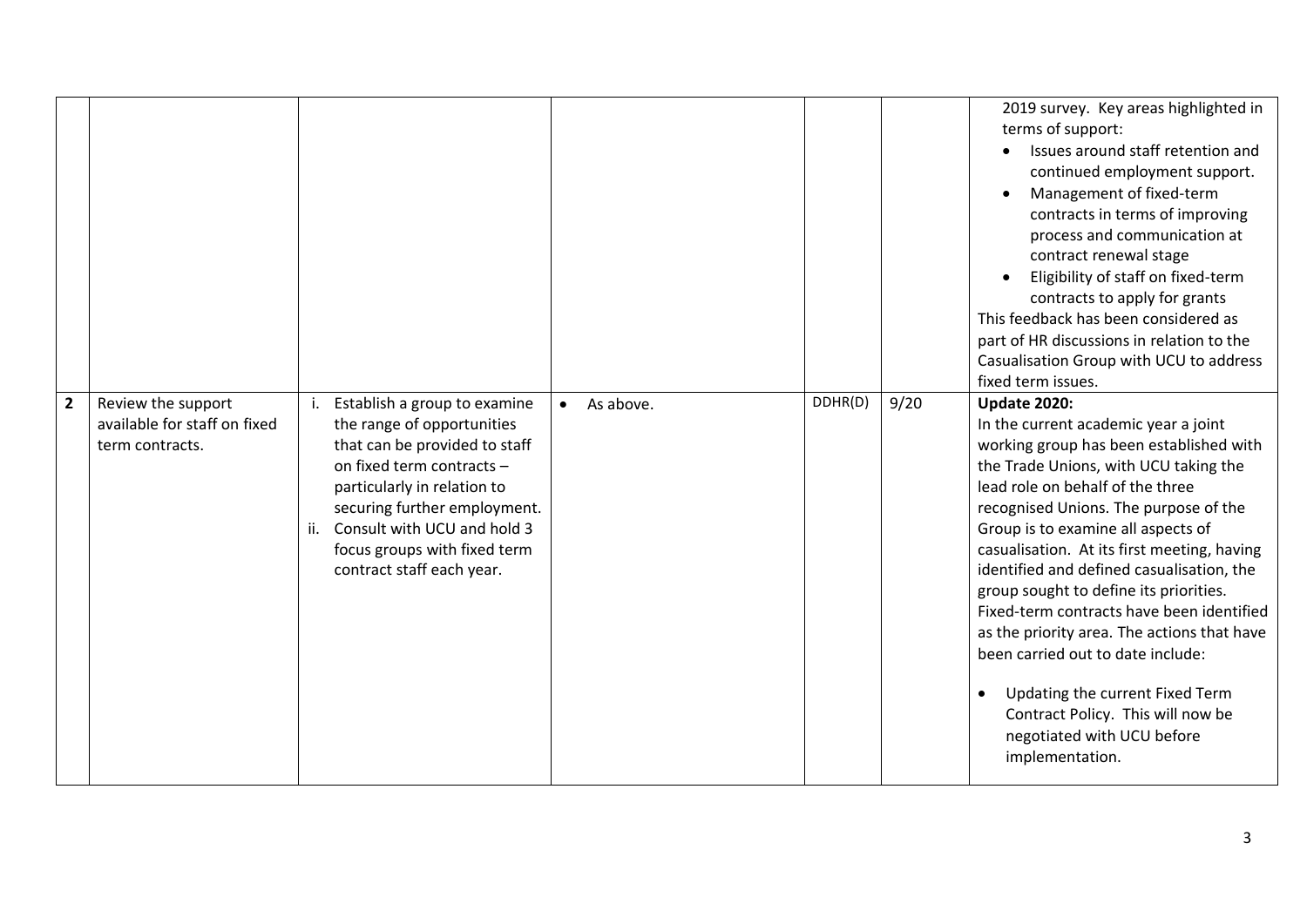| | | | | | | |
|---|---|---|---|---|---|---|
| | | | | | | 2019 survey. Key areas highlighted in terms of support:<br>• Issues around staff retention and continued employment support.<br>• Management of fixed-term contracts in terms of improving process and communication at contract renewal stage<br>• Eligibility of staff on fixed-term contracts to apply for grants<br>This feedback has been considered as part of HR discussions in relation to the Casualisation Group with UCU to address fixed term issues. |
| **2** | Review the support available for staff on fixed term contracts. | i. Establish a group to examine the range of opportunities that can be provided to staff on fixed term contracts – particularly in relation to securing further employment.<br>ii. Consult with UCU and hold 3 focus groups with fixed term contract staff each year. | • As above. | DDHR(D) | 9/20 | **Update 2020:**<br>In the current academic year a joint working group has been established with the Trade Unions, with UCU taking the lead role on behalf of the three recognised Unions. The purpose of the Group is to examine all aspects of casualisation. At its first meeting, having identified and defined casualisation, the group sought to define its priorities. Fixed-term contracts have been identified as the priority area. The actions that have been carried out to date include:<br>• Updating the current Fixed Term Contract Policy. This will now be negotiated with UCU before implementation. |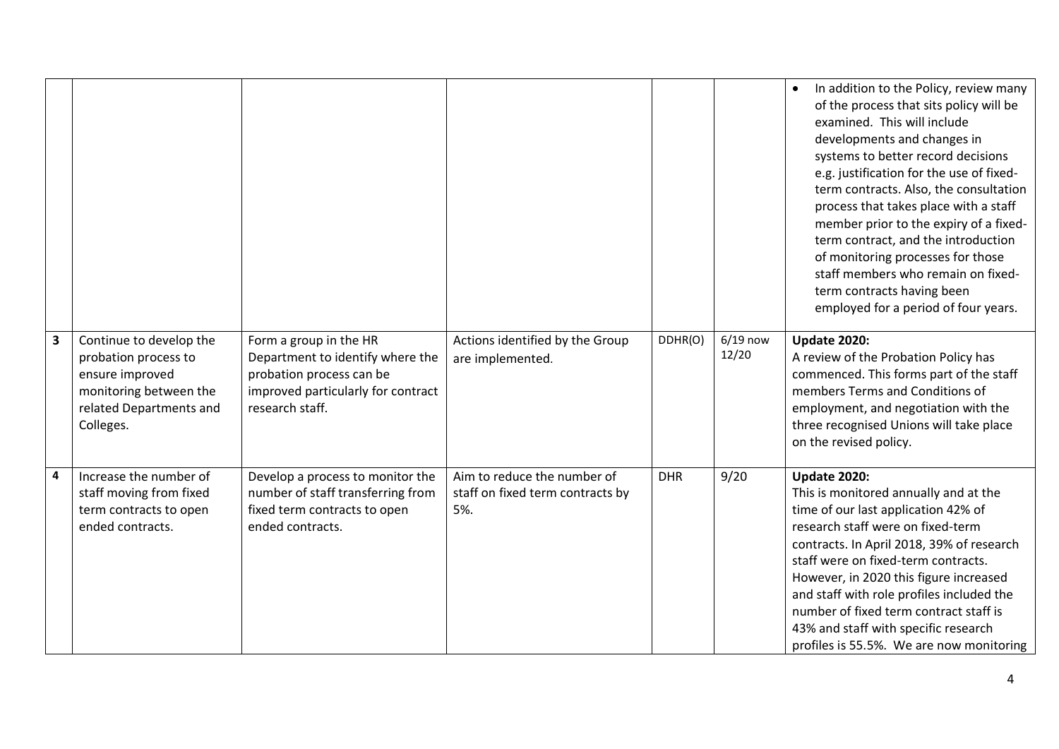| | | | | | | |
|---|---|---|---|---|---|---|
| | | | | | | • In addition to the Policy, review many of the process that sits policy will be examined. This will include developments and changes in systems to better record decisions e.g. justification for the use of fixed-term contracts. Also, the consultation process that takes place with a staff member prior to the expiry of a fixed-term contract, and the introduction of monitoring processes for those staff members who remain on fixed-term contracts having been employed for a period of four years. |
| **3** | Continue to develop the probation process to ensure improved monitoring between the related Departments and Colleges. | Form a group in the HR Department to identify where the probation process can be improved particularly for contract research staff. | Actions identified by the Group are implemented. | DDHR(O) | 6/19 now 12/20 | **Update 2020:** A review of the Probation Policy has commenced. This forms part of the staff members Terms and Conditions of employment, and negotiation with the three recognised Unions will take place on the revised policy. |
| **4** | Increase the number of staff moving from fixed term contracts to open ended contracts. | Develop a process to monitor the number of staff transferring from fixed term contracts to open ended contracts. | Aim to reduce the number of staff on fixed term contracts by 5%. | DHR | 9/20 | **Update 2020:** This is monitored annually and at the time of our last application 42% of research staff were on fixed-term contracts. In April 2018, 39% of research staff were on fixed-term contracts. However, in 2020 this figure increased and staff with role profiles included the number of fixed term contract staff is 43% and staff with specific research profiles is 55.5%. We are now monitoring |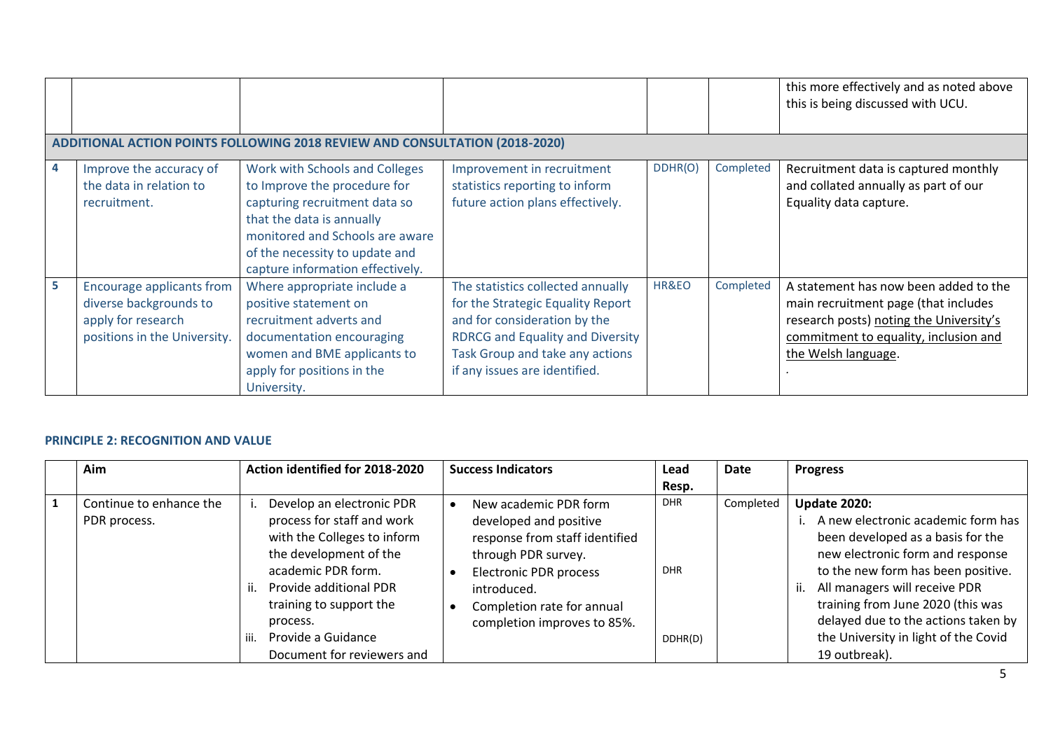| | | | | | | |
|---|---|---|---|---|---|---|
| | | | | | | this more effectively and as noted above this is being discussed with UCU. |
| **ADDITIONAL ACTION POINTS FOLLOWING 2018 REVIEW AND CONSULTATION (2018-2020)** | | | | | | |
| 4 | Improve the accuracy of the data in relation to recruitment. | Work with Schools and Colleges to Improve the procedure for capturing recruitment data so that the data is annually monitored and Schools are aware of the necessity to update and capture information effectively. | Improvement in recruitment statistics reporting to inform future action plans effectively. | DDHR(O) | Completed | Recruitment data is captured monthly and collated annually as part of our Equality data capture. |
| 5 | Encourage applicants from diverse backgrounds to apply for research positions in the University. | Where appropriate include a positive statement on recruitment adverts and documentation encouraging women and BME applicants to apply for positions in the University. | The statistics collected annually for the Strategic Equality Report and for consideration by the RDRCG and Equality and Diversity Task Group and take any actions if any issues are identified. | HR&EO | Completed | A statement has now been added to the main recruitment page (that includes research posts) noting the University's commitment to equality, inclusion and the Welsh language. . |

### PRINCIPLE 2: RECOGNITION AND VALUE

| | Aim | Action identified for 2018-2020 | Success Indicators | Lead Resp. | Date | Progress |
|---|---|---|---|---|---|---|
| 1 | Continue to enhance the PDR process. | i. Develop an electronic PDR process for staff and work with the Colleges to inform the development of the academic PDR form.<br>ii. Provide additional PDR training to support the process.<br>iii. Provide a Guidance Document for reviewers and | • New academic PDR form developed and positive response from staff identified through PDR survey.<br>• Electronic PDR process introduced.<br>• Completion rate for annual completion improves to 85%. | DHR<br><br>DHR<br><br>DDHR(D) | Completed | **Update 2020:**<br>i. A new electronic academic form has been developed as a basis for the new electronic form and response to the new form has been positive.<br>ii. All managers will receive PDR training from June 2020 (this was delayed due to the actions taken by the University in light of the Covid 19 outbreak). |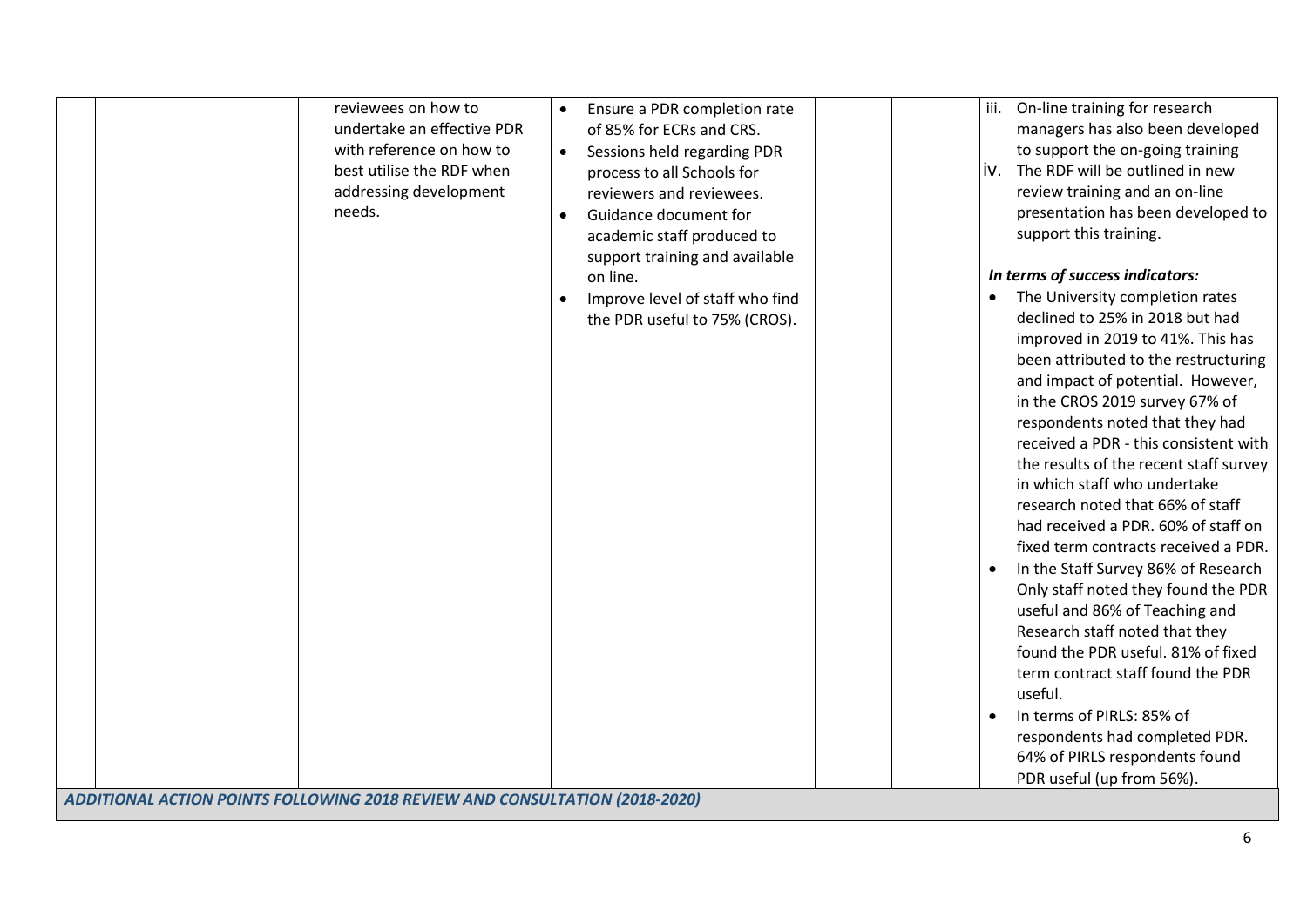| | | | | | | |
|---|---|---|---|---|---|---|
| | | reviewees on how to undertake an effective PDR with reference on how to best utilise the RDF when addressing development needs. | • Ensure a PDR completion rate of 85% for ECRs and CRS.<br>• Sessions held regarding PDR process to all Schools for reviewers and reviewees.<br>• Guidance document for academic staff produced to support training and available on line.<br>• Improve level of staff who find the PDR useful to 75% (CROS). | | | iii. On-line training for research managers has also been developed to support the on-going training<br>iv. The RDF will be outlined in new review training and an on-line presentation has been developed to support this training.<br><br>***In terms of success indicators:***<br>• The University completion rates declined to 25% in 2018 but had improved in 2019 to 41%. This has been attributed to the restructuring and impact of potential. However, in the CROS 2019 survey 67% of respondents noted that they had received a PDR - this consistent with the results of the recent staff survey in which staff who undertake research noted that 66% of staff had received a PDR. 60% of staff on fixed term contracts received a PDR.<br>• In the Staff Survey 86% of Research Only staff noted they found the PDR useful and 86% of Teaching and Research staff noted that they found the PDR useful. 81% of fixed term contract staff found the PDR useful.<br>• In terms of PIRLS: 85% of respondents had completed PDR. 64% of PIRLS respondents found PDR useful (up from 56%). |
| ***ADDITIONAL ACTION POINTS FOLLOWING 2018 REVIEW AND CONSULTATION (2018-2020)*** | | | | | | |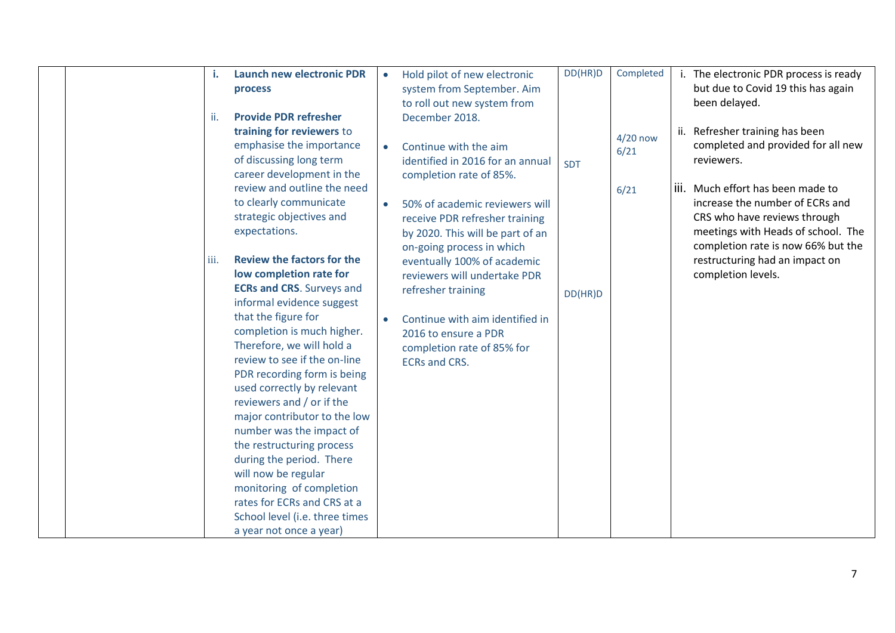| | | | | | | |
|---|---|---|---|---|---|---|
| | | i. **Launch new electronic PDR process**<br><br>ii. **Provide PDR refresher training for reviewers** to emphasise the importance of discussing long term career development in the review and outline the need to clearly communicate strategic objectives and expectations.<br><br>iii. **Review the factors for the low completion rate for ECRs and CRS**. Surveys and informal evidence suggest that the figure for completion is much higher. Therefore, we will hold a review to see if the on-line PDR recording form is being used correctly by relevant reviewers and / or if the major contributor to the low number was the impact of the restructuring process during the period. There will now be regular monitoring of completion rates for ECRs and CRS at a School level (i.e. three times a year not once a year) | • Hold pilot of new electronic system from September. Aim to roll out new system from December 2018.<br><br>• Continue with the aim identified in 2016 for an annual completion rate of 85%.<br><br>• 50% of academic reviewers will receive PDR refresher training by 2020. This will be part of an on-going process in which eventually 100% of academic reviewers will undertake PDR refresher training<br><br>• Continue with aim identified in 2016 to ensure a PDR completion rate of 85% for ECRs and CRS. | DD(HR)D<br><br>SDT<br><br>DD(HR)D | Completed<br><br>4/20 now 6/21<br><br>6/21 | i. The electronic PDR process is ready but due to Covid 19 this has again been delayed.<br><br>ii. Refresher training has been completed and provided for all new reviewers.<br><br>iii. Much effort has been made to increase the number of ECRs and CRS who have reviews through meetings with Heads of school. The completion rate is now 66% but the restructuring had an impact on completion levels. |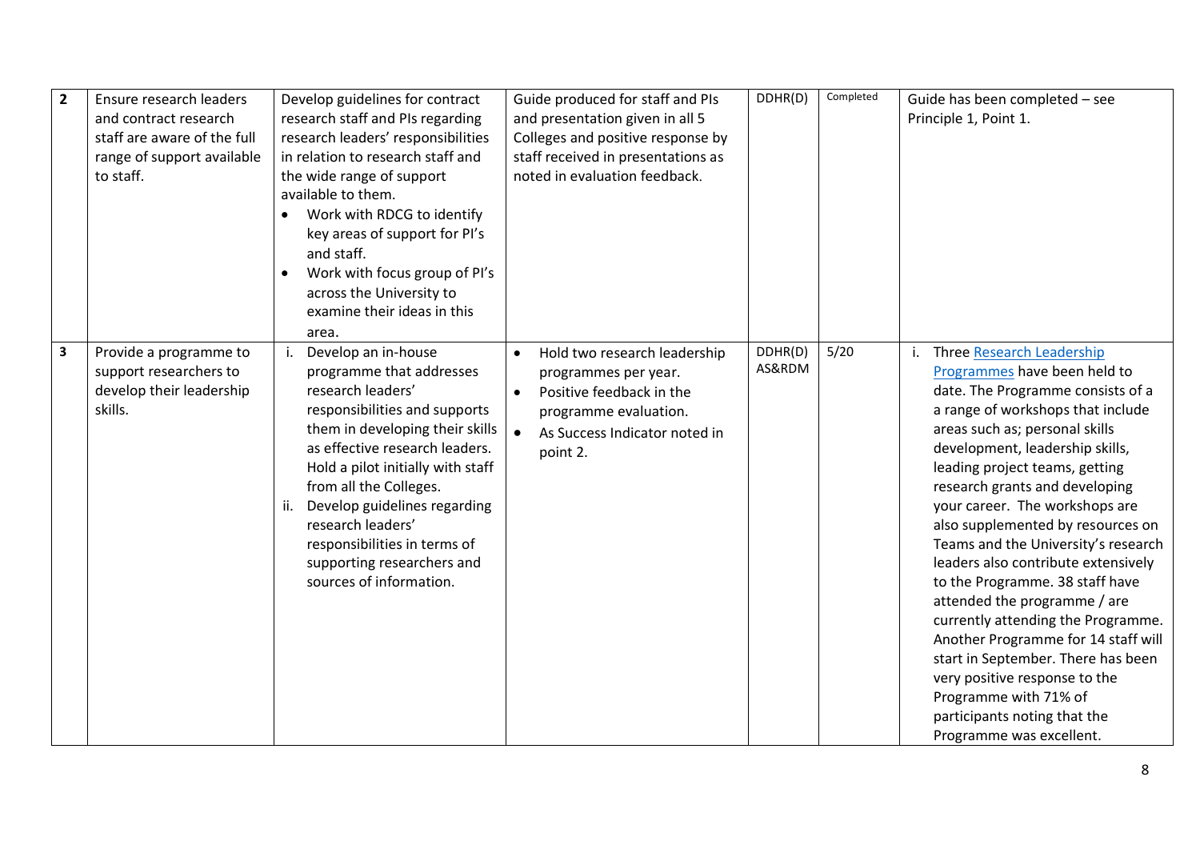| | | | | | | |
|---|---|---|---|---|---|---|
| **2** | Ensure research leaders and contract research staff are aware of the full range of support available to staff. | Develop guidelines for contract research staff and PIs regarding research leaders' responsibilities in relation to research staff and the wide range of support available to them.<br>• Work with RDCG to identify key areas of support for PI's and staff.<br>• Work with focus group of PI's across the University to examine their ideas in this area. | Guide produced for staff and PIs and presentation given in all 5 Colleges and positive response by staff received in presentations as noted in evaluation feedback. | DDHR(D) | Completed | Guide has been completed – see Principle 1, Point 1. |
| **3** | Provide a programme to support researchers to develop their leadership skills. | i. Develop an in-house programme that addresses research leaders' responsibilities and supports them in developing their skills as effective research leaders. Hold a pilot initially with staff from all the Colleges.<br>ii. Develop guidelines regarding research leaders' responsibilities in terms of supporting researchers and sources of information. | • Hold two research leadership programmes per year.<br>• Positive feedback in the programme evaluation.<br>• As Success Indicator noted in point 2. | DDHR(D) AS&RDM | 5/20 | i. Three Research Leadership Programmes have been held to date. The Programme consists of a a range of workshops that include areas such as; personal skills development, leadership skills, leading project teams, getting research grants and developing your career. The workshops are also supplemented by resources on Teams and the University's research leaders also contribute extensively to the Programme. 38 staff have attended the programme / are currently attending the Programme. Another Programme for 14 staff will start in September. There has been very positive response to the Programme with 71% of participants noting that the Programme was excellent. |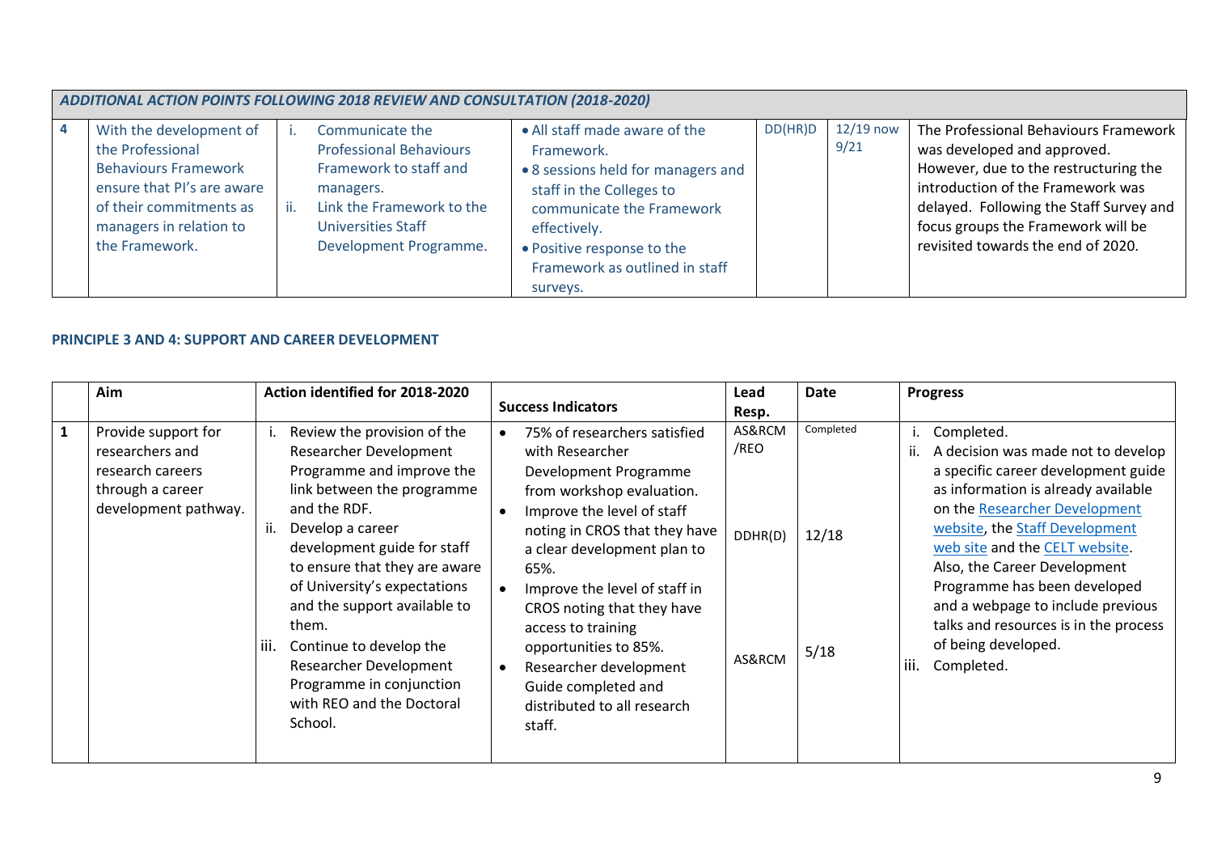| | ***ADDITIONAL ACTION POINTS FOLLOWING 2018 REVIEW AND CONSULTATION (2018-2020)*** | | | | | |
|---|---|---|---|---|---|---|
| 4 | With the development of the Professional Behaviours Framework ensure that PI's are aware of their commitments as managers in relation to the Framework. | i. Communicate the Professional Behaviours Framework to staff and managers.<br>ii. Link the Framework to the Universities Staff Development Programme. | • All staff made aware of the Framework.<br>• 8 sessions held for managers and staff in the Colleges to communicate the Framework effectively.<br>• Positive response to the Framework as outlined in staff surveys. | DD(HR)D | 12/19 now 9/21 | The Professional Behaviours Framework was developed and approved. However, due to the restructuring the introduction of the Framework was delayed. Following the Staff Survey and focus groups the Framework will be revisited towards the end of 2020. |

**PRINCIPLE 3 AND 4: SUPPORT AND CAREER DEVELOPMENT**

| | Aim | Action identified for 2018-2020 | Success Indicators | Lead Resp. | Date | Progress |
|---|---|---|---|---|---|---|
| 1 | Provide support for researchers and research careers through a career development pathway. | i. Review the provision of the Researcher Development Programme and improve the link between the programme and the RDF.<br>ii. Develop a career development guide for staff to ensure that they are aware of University's expectations and the support available to them.<br>iii. Continue to develop the Researcher Development Programme in conjunction with REO and the Doctoral School. | • 75% of researchers satisfied with Researcher Development Programme from workshop evaluation.<br>• Improve the level of staff noting in CROS that they have a clear development plan to 65%.<br>• Improve the level of staff in CROS noting that they have access to training opportunities to 85%.<br>• Researcher development Guide completed and distributed to all research staff. | AS&RCM /REO<br><br>DDHR(D)<br><br>AS&RCM | Completed<br><br>12/18<br><br>5/18 | i. Completed.<br>ii. A decision was made not to develop a specific career development guide as information is already available on the Researcher Development website, the Staff Development web site and the CELT website. Also, the Career Development Programme has been developed and a webpage to include previous talks and resources is in the process of being developed.<br>iii. Completed. |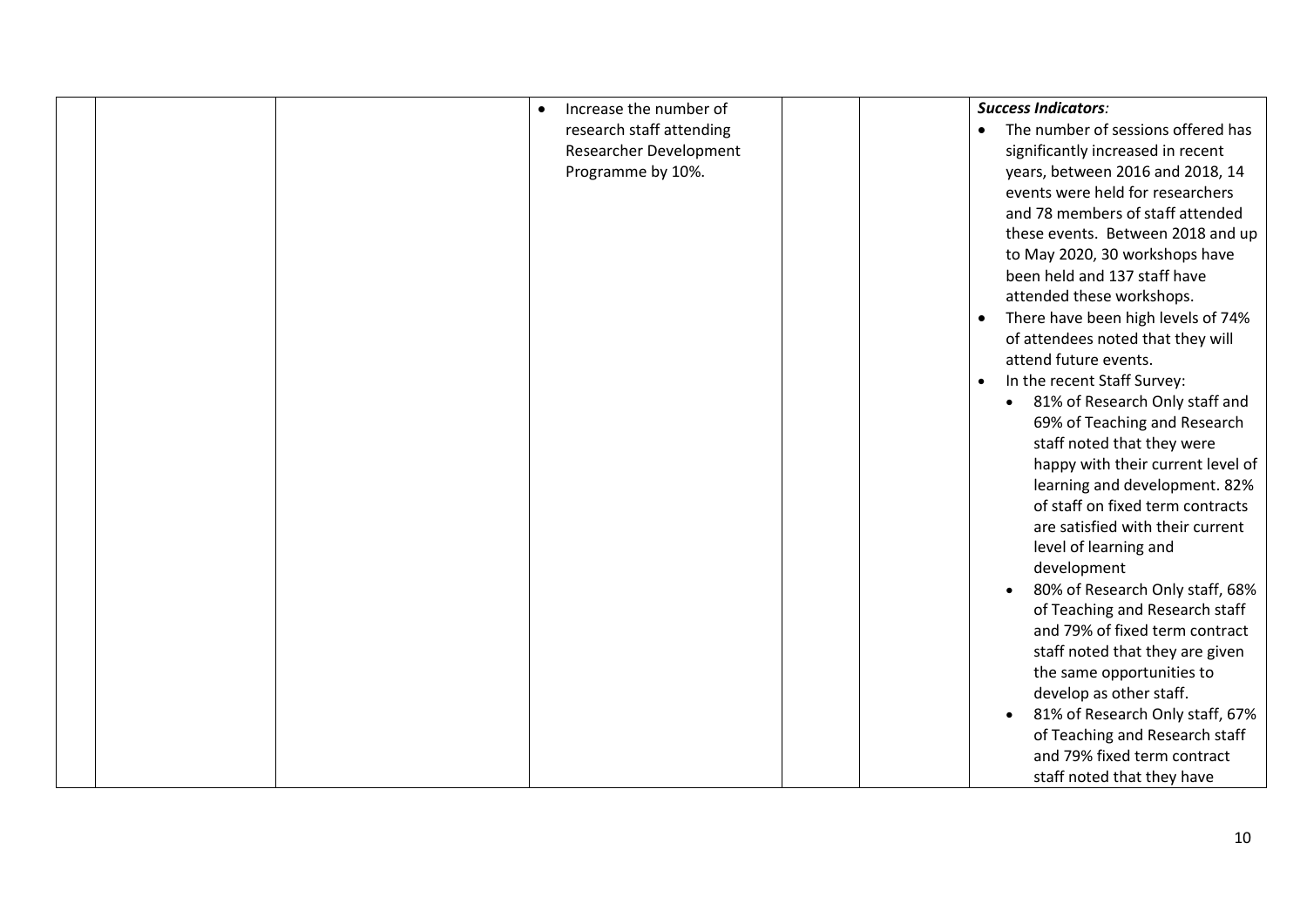|  |  |  |  |  |  |  |
|---|---|---|---|---|---|---|
|  |  |  | • Increase the number of research staff attending Researcher Development Programme by 10%. |  |  | ***Success Indicators:*** <br>• The number of sessions offered has significantly increased in recent years, between 2016 and 2018, 14 events were held for researchers and 78 members of staff attended these events. Between 2018 and up to May 2020, 30 workshops have been held and 137 staff have attended these workshops. <br>• There have been high levels of 74% of attendees noted that they will attend future events. <br>• In the recent Staff Survey: <br>  ◦ 81% of Research Only staff and 69% of Teaching and Research staff noted that they were happy with their current level of learning and development. 82% of staff on fixed term contracts are satisfied with their current level of learning and development <br>  ◦ 80% of Research Only staff, 68% of Teaching and Research staff and 79% of fixed term contract staff noted that they are given the same opportunities to develop as other staff. <br>  ◦ 81% of Research Only staff, 67% of Teaching and Research staff and 79% fixed term contract staff noted that they have |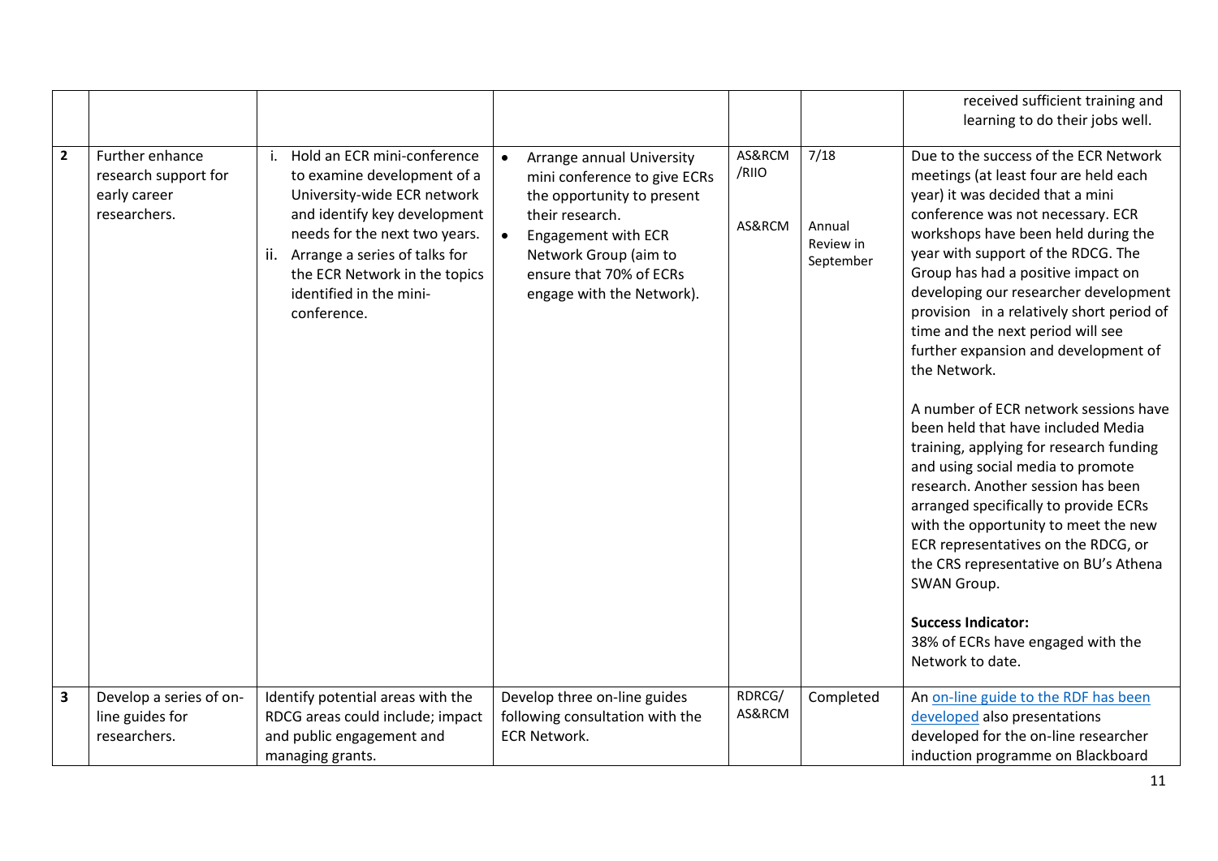| | | | | | | |
|---|---|---|---|---|---|---|
| | | | | | | received sufficient training and learning to do their jobs well. |
| **2** | Further enhance research support for early career researchers. | i. Hold an ECR mini-conference to examine development of a University-wide ECR network and identify key development needs for the next two years.<br>ii. Arrange a series of talks for the ECR Network in the topics identified in the mini-conference. | • Arrange annual University mini conference to give ECRs the opportunity to present their research.<br>• Engagement with ECR Network Group (aim to ensure that 70% of ECRs engage with the Network). | AS&RCM /RIIO<br><br>AS&RCM | 7/18<br><br>Annual Review in September | Due to the success of the ECR Network meetings (at least four are held each year) it was decided that a mini conference was not necessary. ECR workshops have been held during the year with support of the RDCG. The Group has had a positive impact on developing our researcher development provision in a relatively short period of time and the next period will see further expansion and development of the Network.<br><br>A number of ECR network sessions have been held that have included Media training, applying for research funding and using social media to promote research. Another session has been arranged specifically to provide ECRs with the opportunity to meet the new ECR representatives on the RDCG, or the CRS representative on BU's Athena SWAN Group.<br><br>**Success Indicator:**<br>38% of ECRs have engaged with the Network to date. |
| **3** | Develop a series of on-line guides for researchers. | Identify potential areas with the RDCG areas could include; impact and public engagement and managing grants. | Develop three on-line guides following consultation with the ECR Network. | RDRCG/ AS&RCM | Completed | An on-line guide to the RDF has been developed also presentations developed for the on-line researcher induction programme on Blackboard |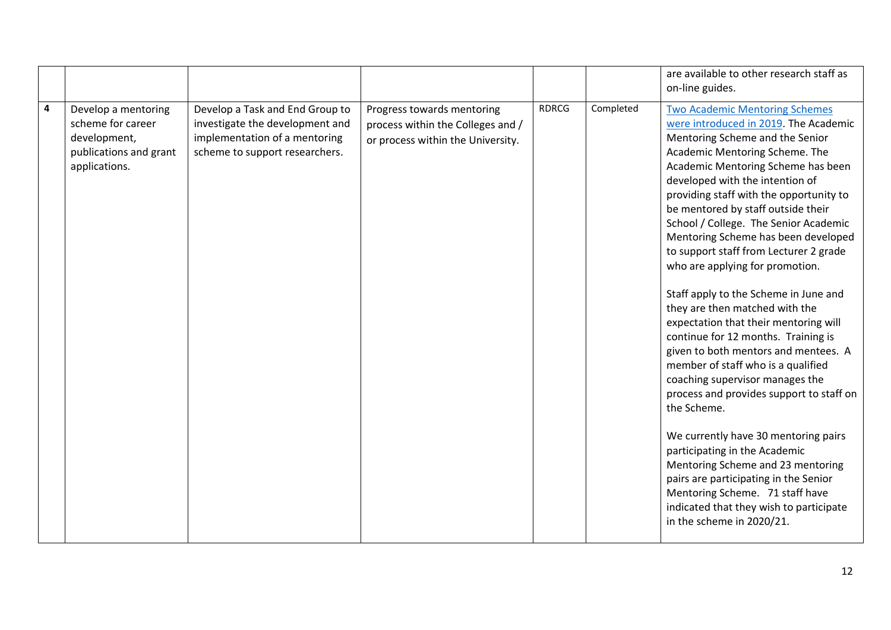| | | | | | | |
|---|---|---|---|---|---|---|
| | | | | | | are available to other research staff as on-line guides. |
| **4** | Develop a mentoring scheme for career development, publications and grant applications. | Develop a Task and End Group to investigate the development and implementation of a mentoring scheme to support researchers. | Progress towards mentoring process within the Colleges and / or process within the University. | RDRCG | Completed | Two Academic Mentoring Schemes were introduced in 2019. The Academic Mentoring Scheme and the Senior Academic Mentoring Scheme. The Academic Mentoring Scheme has been developed with the intention of providing staff with the opportunity to be mentored by staff outside their School / College. The Senior Academic Mentoring Scheme has been developed to support staff from Lecturer 2 grade who are applying for promotion.<br><br>Staff apply to the Scheme in June and they are then matched with the expectation that their mentoring will continue for 12 months. Training is given to both mentors and mentees. A member of staff who is a qualified coaching supervisor manages the process and provides support to staff on the Scheme.<br><br>We currently have 30 mentoring pairs participating in the Academic Mentoring Scheme and 23 mentoring pairs are participating in the Senior Mentoring Scheme. 71 staff have indicated that they wish to participate in the scheme in 2020/21. |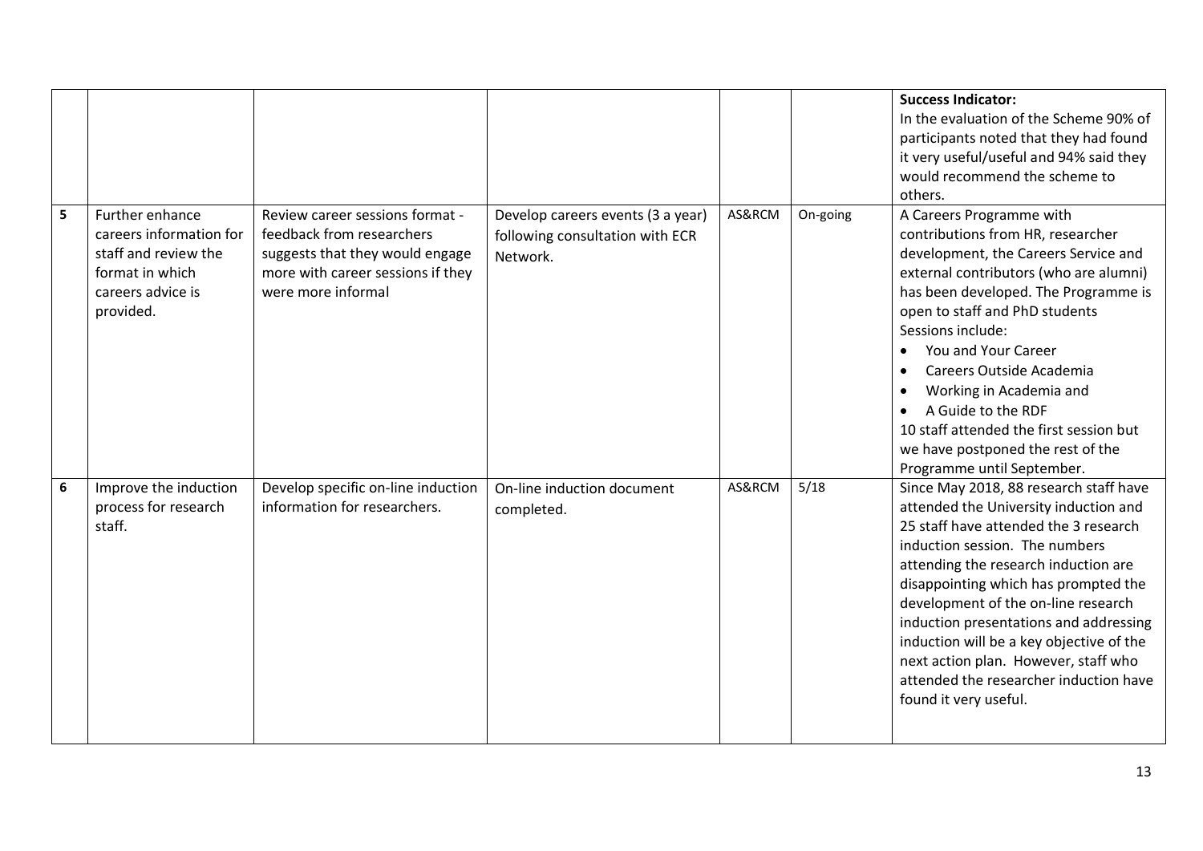| | | | | | | |
|---|---|---|---|---|---|---|
| | | | | | | **Success Indicator:**<br>In the evaluation of the Scheme 90% of participants noted that they had found it very useful/useful and 94% said they would recommend the scheme to others. |
| **5** | Further enhance careers information for staff and review the format in which careers advice is provided. | Review career sessions format - feedback from researchers suggests that they would engage more with career sessions if they were more informal | Develop careers events (3 a year) following consultation with ECR Network. | AS&RCM | On-going | A Careers Programme with contributions from HR, researcher development, the Careers Service and external contributors (who are alumni) has been developed. The Programme is open to staff and PhD students<br>Sessions include:<br>• You and Your Career<br>• Careers Outside Academia<br>• Working in Academia and<br>• A Guide to the RDF<br>10 staff attended the first session but we have postponed the rest of the Programme until September. |
| **6** | Improve the induction process for research staff. | Develop specific on-line induction information for researchers. | On-line induction document completed. | AS&RCM | 5/18 | Since May 2018, 88 research staff have attended the University induction and 25 staff have attended the 3 research induction session. The numbers attending the research induction are disappointing which has prompted the development of the on-line research induction presentations and addressing induction will be a key objective of the next action plan. However, staff who attended the researcher induction have found it very useful. |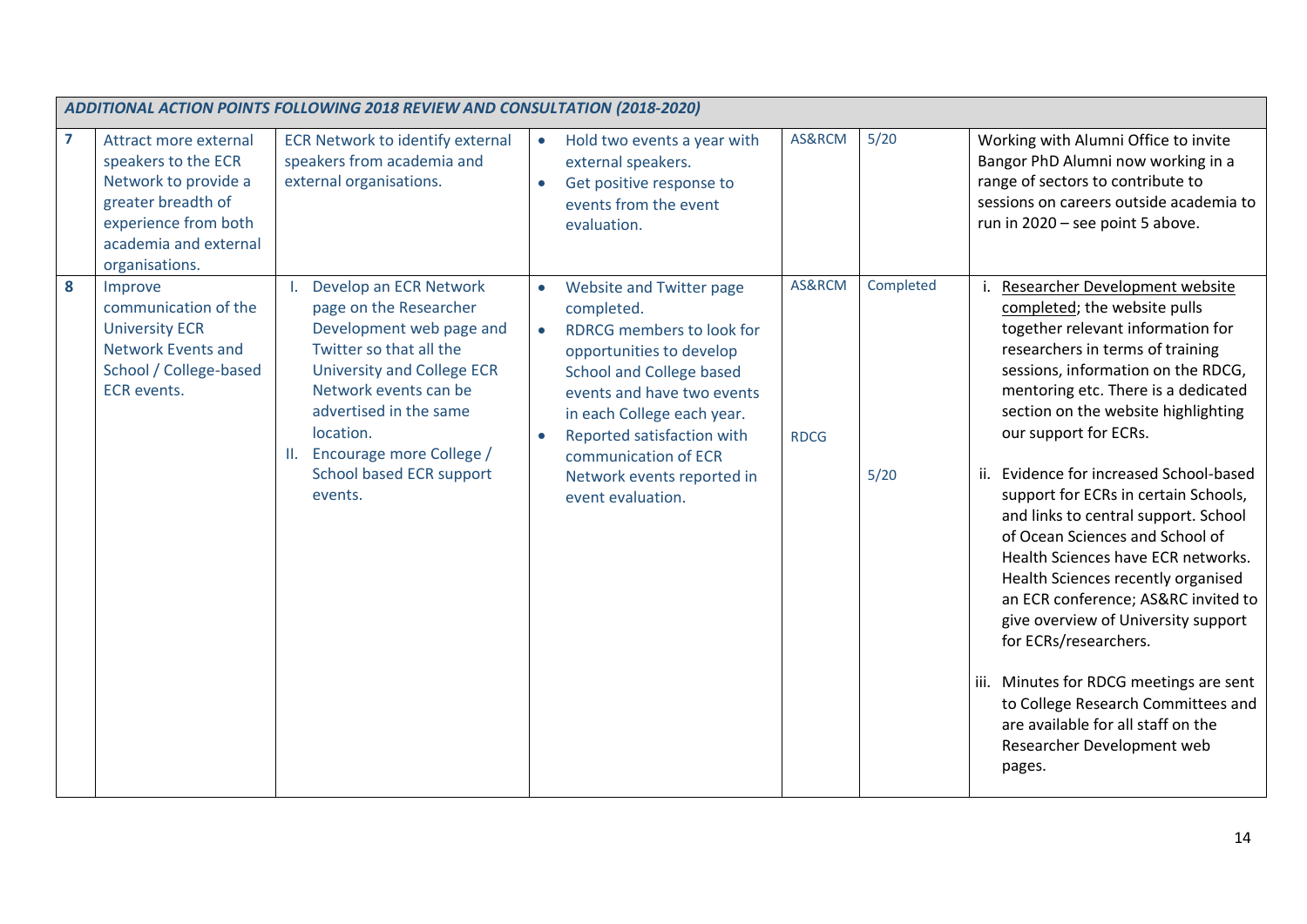| ***ADDITIONAL ACTION POINTS FOLLOWING 2018 REVIEW AND CONSULTATION (2018-2020)*** | | | | | | |
|---|---|---|---|---|---|---|
| **7** | Attract more external speakers to the ECR Network to provide a greater breadth of experience from both academia and external organisations. | ECR Network to identify external speakers from academia and external organisations. | • Hold two events a year with external speakers.<br>• Get positive response to events from the event evaluation. | AS&RCM | 5/20 | Working with Alumni Office to invite Bangor PhD Alumni now working in a range of sectors to contribute to sessions on careers outside academia to run in 2020 – see point 5 above. |
| **8** | Improve communication of the University ECR Network Events and School / College-based ECR events. | I. Develop an ECR Network page on the Researcher Development web page and Twitter so that all the University and College ECR Network events can be advertised in the same location.<br>II. Encourage more College / School based ECR support events. | • Website and Twitter page completed.<br>• RDRCG members to look for opportunities to develop School and College based events and have two events in each College each year.<br>• Reported satisfaction with communication of ECR Network events reported in event evaluation. | AS&RCM<br><br>RDCG | Completed<br><br>5/20 | i. Researcher Development website completed; the website pulls together relevant information for researchers in terms of training sessions, information on the RDCG, mentoring etc. There is a dedicated section on the website highlighting our support for ECRs.<br><br>ii. Evidence for increased School-based support for ECRs in certain Schools, and links to central support. School of Ocean Sciences and School of Health Sciences have ECR networks. Health Sciences recently organised an ECR conference; AS&RC invited to give overview of University support for ECRs/researchers.<br><br>iii. Minutes for RDCG meetings are sent to College Research Committees and are available for all staff on the Researcher Development web pages. |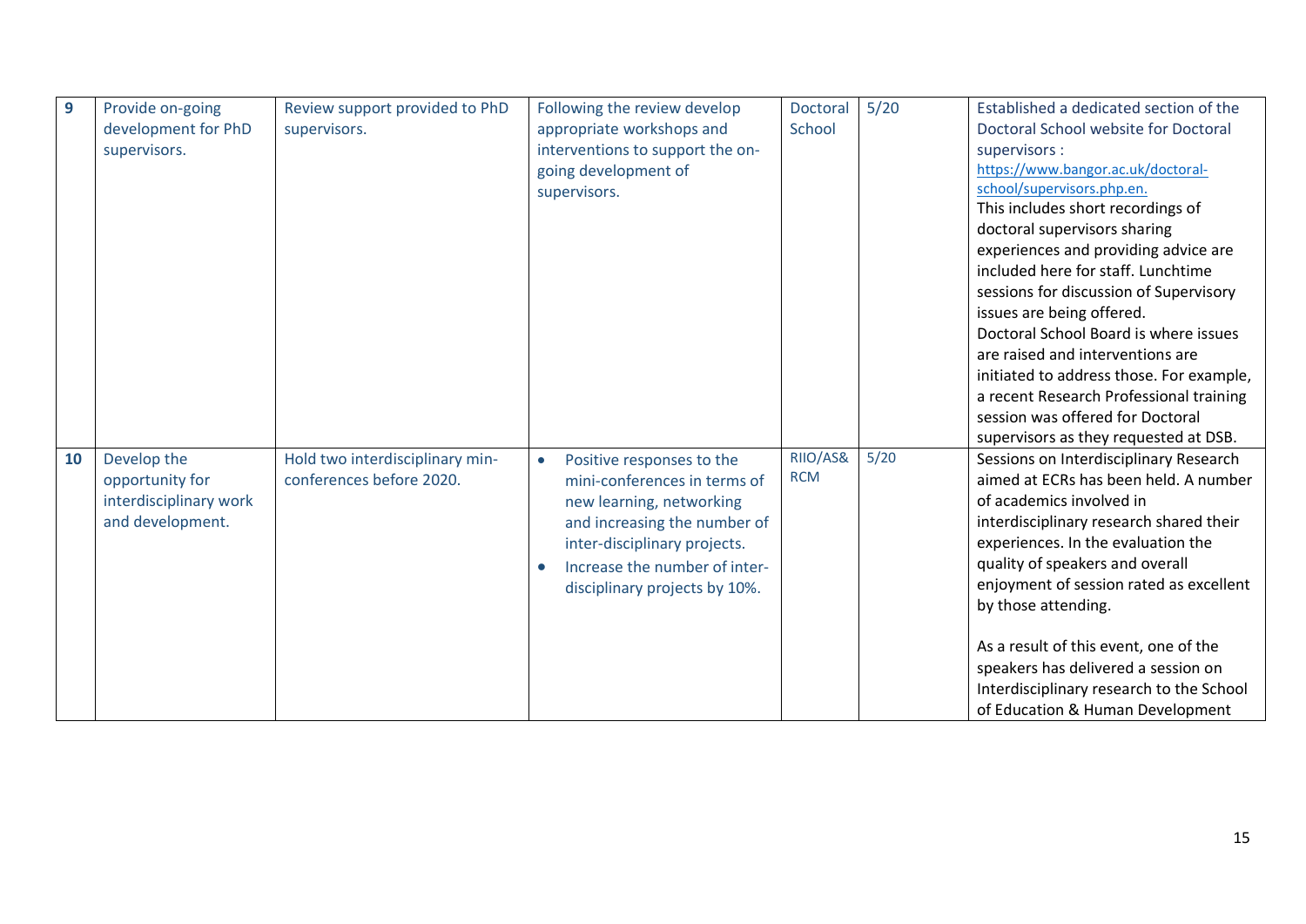| 9 | Provide on-going development for PhD supervisors. | Review support provided to PhD supervisors. | Following the review develop appropriate workshops and interventions to support the on-going development of supervisors. | Doctoral School | 5/20 | Established a dedicated section of the Doctoral School website for Doctoral supervisors : https://www.bangor.ac.uk/doctoral-school/supervisors.php.en. This includes short recordings of doctoral supervisors sharing experiences and providing advice are included here for staff. Lunchtime sessions for discussion of Supervisory issues are being offered. Doctoral School Board is where issues are raised and interventions are initiated to address those. For example, a recent Research Professional training session was offered for Doctoral supervisors as they requested at DSB. |
|---|---|---|---|---|---|---|
| 10 | Develop the opportunity for interdisciplinary work and development. | Hold two interdisciplinary min-conferences before 2020. | • Positive responses to the mini-conferences in terms of new learning, networking and increasing the number of inter-disciplinary projects. <br>• Increase the number of inter-disciplinary projects by 10%. | RIIO/AS& RCM | 5/20 | Sessions on Interdisciplinary Research aimed at ECRs has been held. A number of academics involved in interdisciplinary research shared their experiences. In the evaluation the quality of speakers and overall enjoyment of session rated as excellent by those attending. <br><br>As a result of this event, one of the speakers has delivered a session on Interdisciplinary research to the School of Education & Human Development |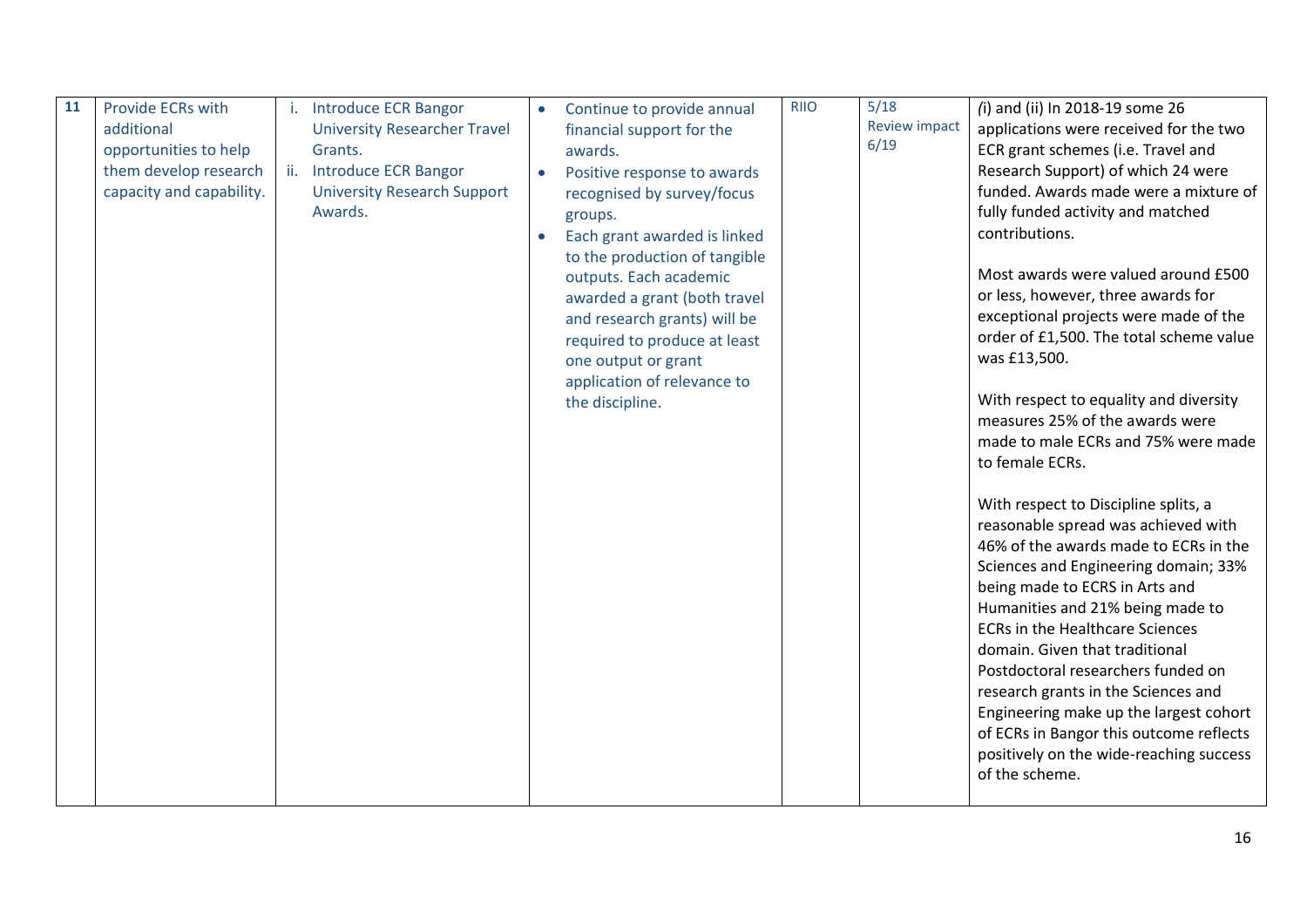| 11 | Provide ECRs with additional opportunities to help them develop research capacity and capability. | i. Introduce ECR Bangor University Researcher Travel Grants.<br>ii. Introduce ECR Bangor University Research Support Awards. | • Continue to provide annual financial support for the awards.<br>• Positive response to awards recognised by survey/focus groups.<br>• Each grant awarded is linked to the production of tangible outputs. Each academic awarded a grant (both travel and research grants) will be required to produce at least one output or grant application of relevance to the discipline. | RIIO | 5/18<br>Review impact 6/19 | *(i)* and (ii) In 2018-19 some 26 applications were received for the two ECR grant schemes (i.e. Travel and Research Support) of which 24 were funded. Awards made were a mixture of fully funded activity and matched contributions.<br><br>Most awards were valued around £500 or less, however, three awards for exceptional projects were made of the order of £1,500. The total scheme value was £13,500.<br><br>With respect to equality and diversity measures 25% of the awards were made to male ECRs and 75% were made to female ECRs.<br><br>With respect to Discipline splits, a reasonable spread was achieved with 46% of the awards made to ECRs in the Sciences and Engineering domain; 33% being made to ECRS in Arts and Humanities and 21% being made to ECRs in the Healthcare Sciences domain. Given that traditional Postdoctoral researchers funded on research grants in the Sciences and Engineering make up the largest cohort of ECRs in Bangor this outcome reflects positively on the wide-reaching success of the scheme. |
|---|---|---|---|---|---|---|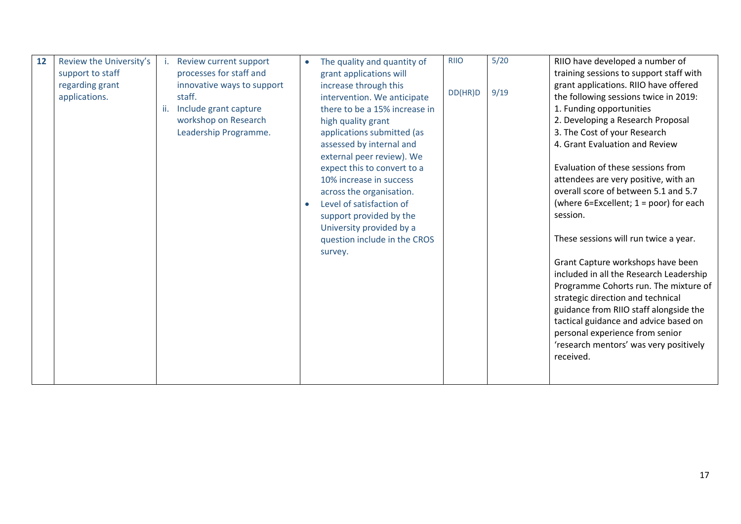| 12 | Review the University's support to staff regarding grant applications. | i. Review current support processes for staff and innovative ways to support staff.<br>ii. Include grant capture workshop on Research Leadership Programme. | • The quality and quantity of grant applications will increase through this intervention. We anticipate there to be a 15% increase in high quality grant applications submitted (as assessed by internal and external peer review). We expect this to convert to a 10% increase in success across the organisation.<br>• Level of satisfaction of support provided by the University provided by a question include in the CROS survey. | RIIO<br><br>DD(HR)D | 5/20<br><br>9/19 | RIIO have developed a number of training sessions to support staff with grant applications. RIIO have offered the following sessions twice in 2019:<br>1. Funding opportunities<br>2. Developing a Research Proposal<br>3. The Cost of your Research<br>4. Grant Evaluation and Review<br><br>Evaluation of these sessions from attendees are very positive, with an overall score of between 5.1 and 5.7 (where 6=Excellent; 1 = poor) for each session.<br><br>These sessions will run twice a year.<br><br>Grant Capture workshops have been included in all the Research Leadership Programme Cohorts run. The mixture of strategic direction and technical guidance from RIIO staff alongside the tactical guidance and advice based on personal experience from senior 'research mentors' was very positively received. |
|---|---|---|---|---|---|---|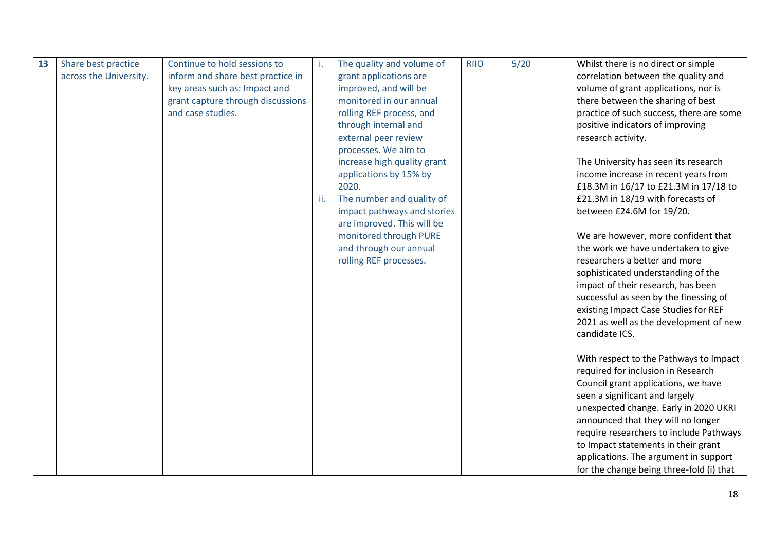| 13 | Share best practice across the University. | Continue to hold sessions to inform and share best practice in key areas such as: Impact and grant capture through discussions and case studies. | i. The quality and volume of grant applications are improved, and will be monitored in our annual rolling REF process, and through internal and external peer review processes. We aim to increase high quality grant applications by 15% by 2020.<br>ii. The number and quality of impact pathways and stories are improved. This will be monitored through PURE and through our annual rolling REF processes. | RIIO | 5/20 | Whilst there is no direct or simple correlation between the quality and volume of grant applications, nor is there between the sharing of best practice of such success, there are some positive indicators of improving research activity.<br><br>The University has seen its research income increase in recent years from £18.3M in 16/17 to £21.3M in 17/18 to £21.3M in 18/19 with forecasts of between £24.6M for 19/20.<br><br>We are however, more confident that the work we have undertaken to give researchers a better and more sophisticated understanding of the impact of their research, has been successful as seen by the finessing of existing Impact Case Studies for REF 2021 as well as the development of new candidate ICS.<br><br>With respect to the Pathways to Impact required for inclusion in Research Council grant applications, we have seen a significant and largely unexpected change. Early in 2020 UKRI announced that they will no longer require researchers to include Pathways to Impact statements in their grant applications. The argument in support for the change being three-fold (i) that |
|---|---|---|---|---|---|---|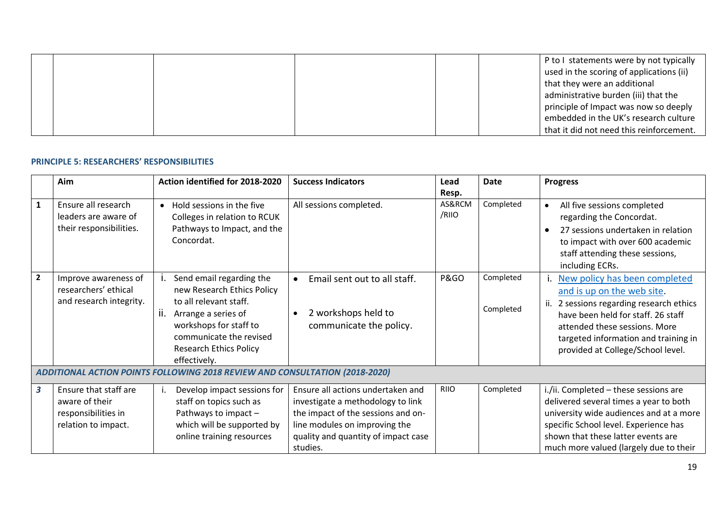| | | | | | | |
|---|---|---|---|---|---|---|
| | | | | | | P to I statements were by not typically used in the scoring of applications (ii) that they were an additional administrative burden (iii) that the principle of Impact was now so deeply embedded in the UK's research culture that it did not need this reinforcement. |

**PRINCIPLE 5: RESEARCHERS' RESPONSIBILITIES**

| | Aim | Action identified for 2018-2020 | Success Indicators | Lead Resp. | Date | Progress |
|---|---|---|---|---|---|---|
| **1** | Ensure all research leaders are aware of their responsibilities. | • Hold sessions in the five Colleges in relation to RCUK Pathways to Impact, and the Concordat. | All sessions completed. | AS&RCM /RIIO | Completed | • All five sessions completed regarding the Concordat.<br>• 27 sessions undertaken in relation to impact with over 600 academic staff attending these sessions, including ECRs. |
| **2** | Improve awareness of researchers' ethical and research integrity. | i. Send email regarding the new Research Ethics Policy to all relevant staff.<br>ii. Arrange a series of workshops for staff to communicate the revised Research Ethics Policy effectively. | • Email sent out to all staff.<br>• 2 workshops held to communicate the policy. | P&GO | Completed<br><br>Completed | i. New policy has been completed and is up on the web site.<br>ii. 2 sessions regarding research ethics have been held for staff. 26 staff attended these sessions. More targeted information and training in provided at College/School level. |
| ***ADDITIONAL ACTION POINTS FOLLOWING 2018 REVIEW AND CONSULTATION (2018-2020)*** | | | | | | |
| ***3*** | Ensure that staff are aware of their responsibilities in relation to impact. | i. Develop impact sessions for staff on topics such as Pathways to impact – which will be supported by online training resources | Ensure all actions undertaken and investigate a methodology to link the impact of the sessions and on-line modules on improving the quality and quantity of impact case studies. | RIIO | Completed | i./ii. Completed – these sessions are delivered several times a year to both university wide audiences and at a more specific School level. Experience has shown that these latter events are much more valued (largely due to their |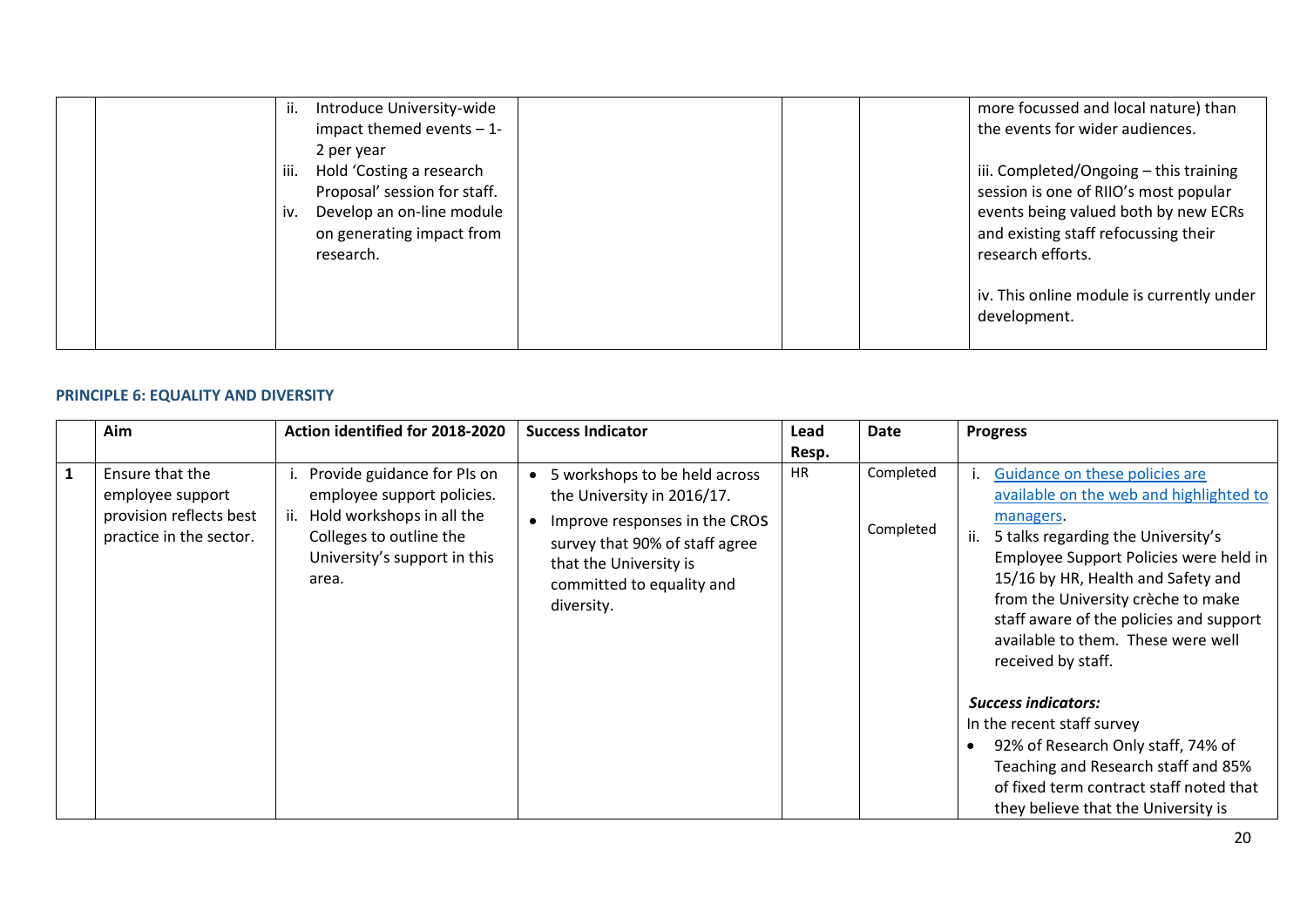| | | Action | Success Indicator | Lead Resp. | Date | Progress |
|---|---|---|---|---|---|---|
| | | ii. Introduce University-wide impact themed events – 1-2 per year<br>iii. Hold 'Costing a research Proposal' session for staff.<br>iv. Develop an on-line module on generating impact from research. | | | | more focussed and local nature) than the events for wider audiences.<br><br>iii. Completed/Ongoing – this training session is one of RIIO's most popular events being valued both by new ECRs and existing staff refocussing their research efforts.<br><br>iv. This online module is currently under development. |

**PRINCIPLE 6: EQUALITY AND DIVERSITY**

| | Aim | Action identified for 2018-2020 | Success Indicator | Lead Resp. | Date | Progress |
|---|---|---|---|---|---|---|
| 1 | Ensure that the employee support provision reflects best practice in the sector. | i. Provide guidance for PIs on employee support policies.<br>ii. Hold workshops in all the Colleges to outline the University's support in this area. | • 5 workshops to be held across the University in 2016/17.<br>• Improve responses in the CROS survey that 90% of staff agree that the University is committed to equality and diversity. | HR | Completed<br><br>Completed | i. Guidance on these policies are available on the web and highlighted to managers.<br>ii. 5 talks regarding the University's Employee Support Policies were held in 15/16 by HR, Health and Safety and from the University crèche to make staff aware of the policies and support available to them. These were well received by staff.<br><br>***Success indicators:***<br>In the recent staff survey<br>• 92% of Research Only staff, 74% of Teaching and Research staff and 85% of fixed term contract staff noted that they believe that the University is |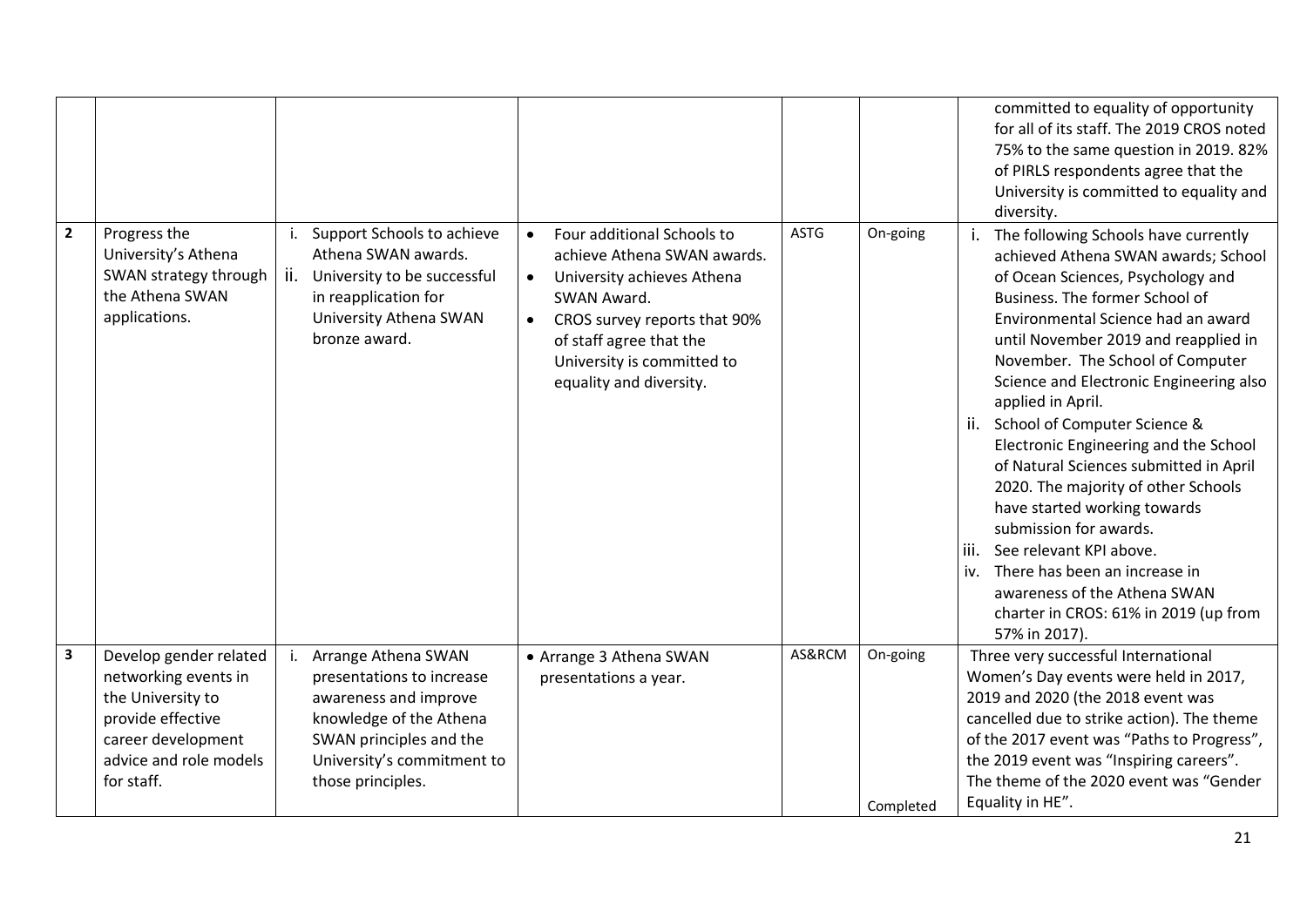| | | | | | | |
|---|---|---|---|---|---|---|
| | | | | | | committed to equality of opportunity for all of its staff. The 2019 CROS noted 75% to the same question in 2019. 82% of PIRLS respondents agree that the University is committed to equality and diversity. |
| **2** | Progress the University's Athena SWAN strategy through the Athena SWAN applications. | i. Support Schools to achieve Athena SWAN awards.<br>ii. University to be successful in reapplication for University Athena SWAN bronze award. | • Four additional Schools to achieve Athena SWAN awards.<br>• University achieves Athena SWAN Award.<br>• CROS survey reports that 90% of staff agree that the University is committed to equality and diversity. | ASTG | On-going | i. The following Schools have currently achieved Athena SWAN awards; School of Ocean Sciences, Psychology and Business. The former School of Environmental Science had an award until November 2019 and reapplied in November. The School of Computer Science and Electronic Engineering also applied in April.<br>ii. School of Computer Science & Electronic Engineering and the School of Natural Sciences submitted in April 2020. The majority of other Schools have started working towards submission for awards.<br>iii. See relevant KPI above.<br>iv. There has been an increase in awareness of the Athena SWAN charter in CROS: 61% in 2019 (up from 57% in 2017). |
| **3** | Develop gender related networking events in the University to provide effective career development advice and role models for staff. | i. Arrange Athena SWAN presentations to increase awareness and improve knowledge of the Athena SWAN principles and the University's commitment to those principles. | • Arrange 3 Athena SWAN presentations a year. | AS&RCM | On-going<br><br>Completed | Three very successful International Women's Day events were held in 2017, 2019 and 2020 (the 2018 event was cancelled due to strike action). The theme of the 2017 event was "Paths to Progress", the 2019 event was "Inspiring careers". The theme of the 2020 event was "Gender Equality in HE". |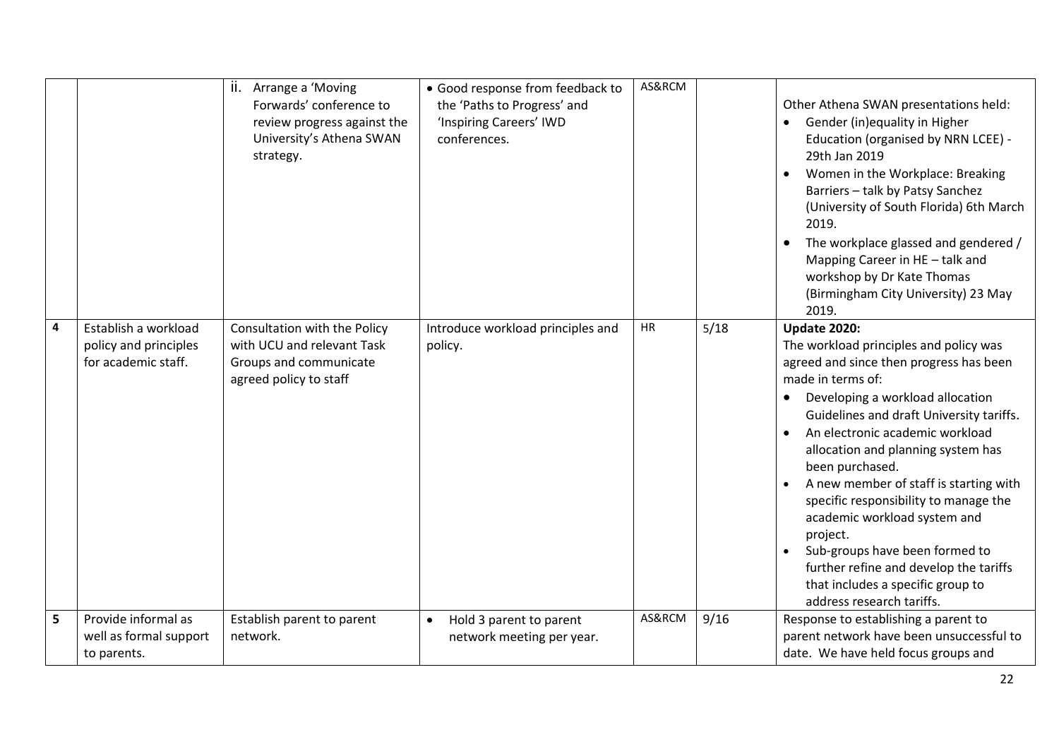| | | | | | | |
|---|---|---|---|---|---|---|
| | | ii. Arrange a 'Moving Forwards' conference to review progress against the University's Athena SWAN strategy. | • Good response from feedback to the 'Paths to Progress' and 'Inspiring Careers' IWD conferences. | AS&RCM | | Other Athena SWAN presentations held:<br>• Gender (in)equality in Higher Education (organised by NRN LCEE) - 29th Jan 2019<br>• Women in the Workplace: Breaking Barriers – talk by Patsy Sanchez (University of South Florida) 6th March 2019.<br>• The workplace glassed and gendered / Mapping Career in HE – talk and workshop by Dr Kate Thomas (Birmingham City University) 23 May 2019. |
| **4** | Establish a workload policy and principles for academic staff. | Consultation with the Policy with UCU and relevant Task Groups and communicate agreed policy to staff | Introduce workload principles and policy. | HR | 5/18 | **Update 2020:**<br>The workload principles and policy was agreed and since then progress has been made in terms of:<br>• Developing a workload allocation Guidelines and draft University tariffs.<br>• An electronic academic workload allocation and planning system has been purchased.<br>• A new member of staff is starting with specific responsibility to manage the academic workload system and project.<br>• Sub-groups have been formed to further refine and develop the tariffs that includes a specific group to address research tariffs. |
| **5** | Provide informal as well as formal support to parents. | Establish parent to parent network. | • Hold 3 parent to parent network meeting per year. | AS&RCM | 9/16 | Response to establishing a parent to parent network have been unsuccessful to date. We have held focus groups and |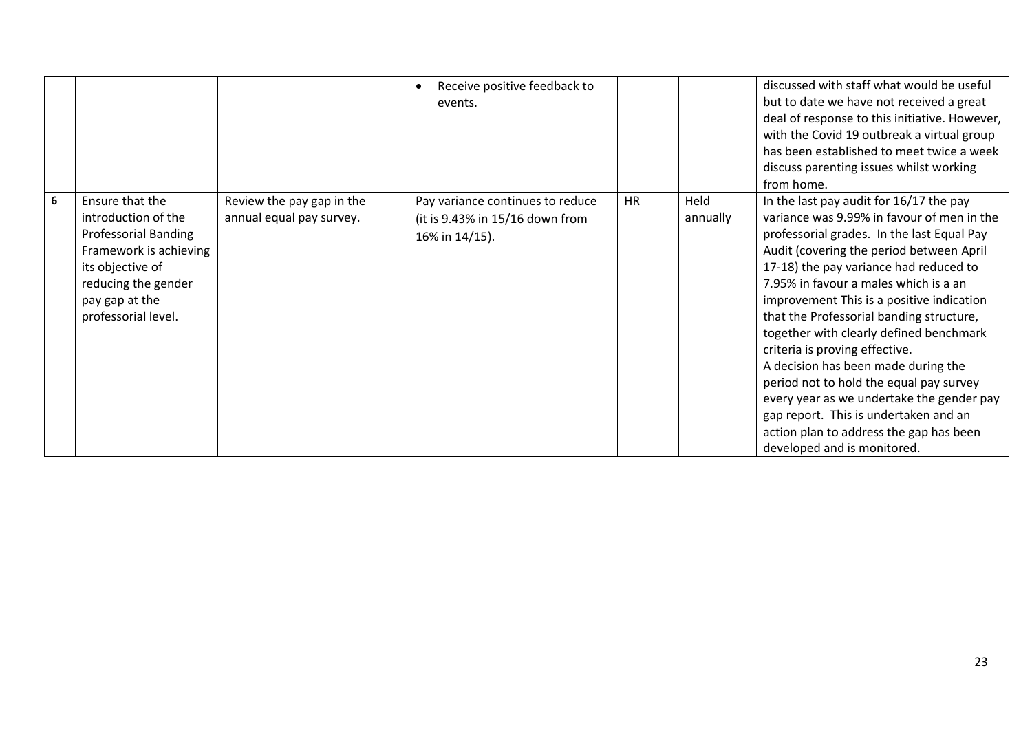| | | | | | | |
|---|---|---|---|---|---|---|
| | | | • Receive positive feedback to events. | | | discussed with staff what would be useful but to date we have not received a great deal of response to this initiative. However, with the Covid 19 outbreak a virtual group has been established to meet twice a week discuss parenting issues whilst working from home. |
| **6** | Ensure that the introduction of the Professorial Banding Framework is achieving its objective of reducing the gender pay gap at the professorial level. | Review the pay gap in the annual equal pay survey. | Pay variance continues to reduce (it is 9.43% in 15/16 down from 16% in 14/15). | HR | Held annually | In the last pay audit for 16/17 the pay variance was 9.99% in favour of men in the professorial grades. In the last Equal Pay Audit (covering the period between April 17-18) the pay variance had reduced to 7.95% in favour a males which is a an improvement This is a positive indication that the Professorial banding structure, together with clearly defined benchmark criteria is proving effective.<br>A decision has been made during the period not to hold the equal pay survey every year as we undertake the gender pay gap report. This is undertaken and an action plan to address the gap has been developed and is monitored. |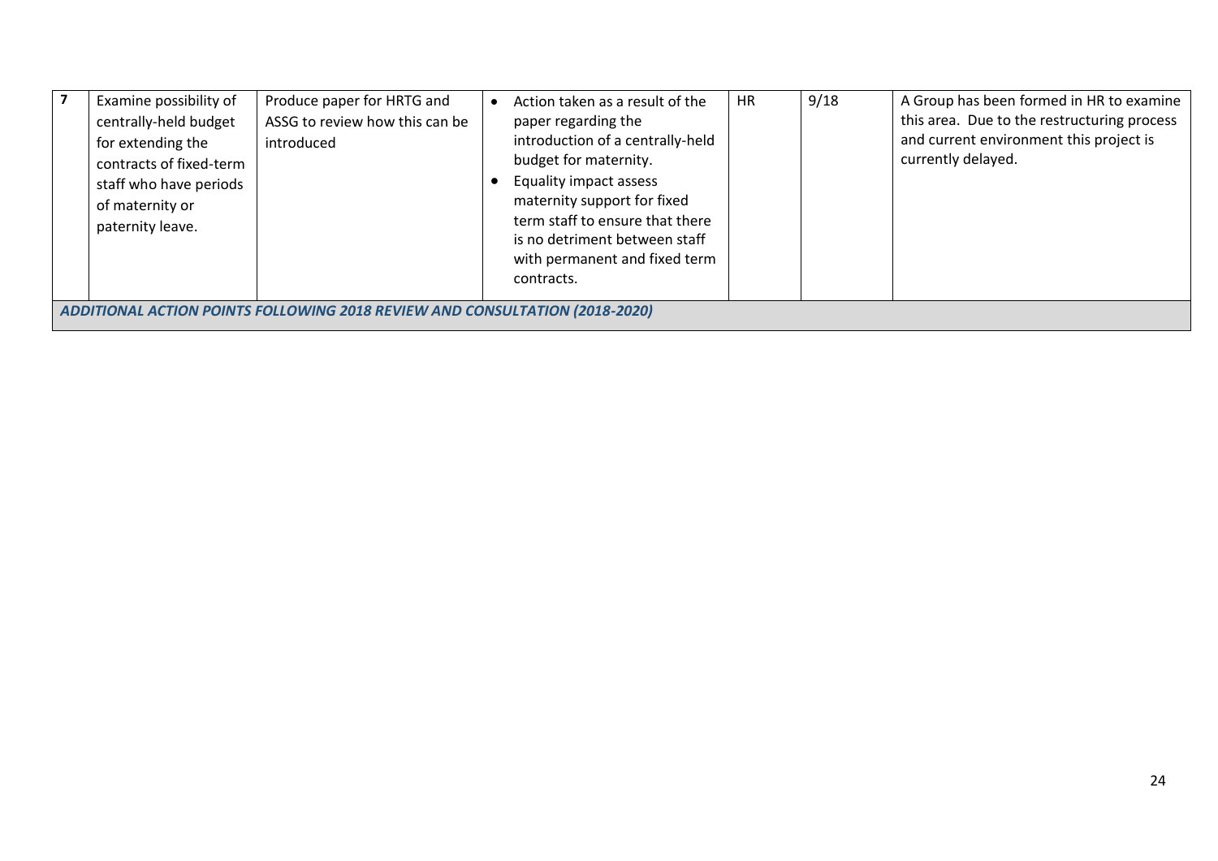| **7** | Examine possibility of centrally-held budget for extending the contracts of fixed-term staff who have periods of maternity or paternity leave. | Produce paper for HRTG and ASSG to review how this can be introduced | • Action taken as a result of the paper regarding the introduction of a centrally-held budget for maternity.<br>• Equality impact assess maternity support for fixed term staff to ensure that there is no detriment between staff with permanent and fixed term contracts. | HR | 9/18 | A Group has been formed in HR to examine this area. Due to the restructuring process and current environment this project is currently delayed. |
|---|---|---|---|---|---|---|
| ***ADDITIONAL ACTION POINTS FOLLOWING 2018 REVIEW AND CONSULTATION (2018-2020)*** | | | | | | |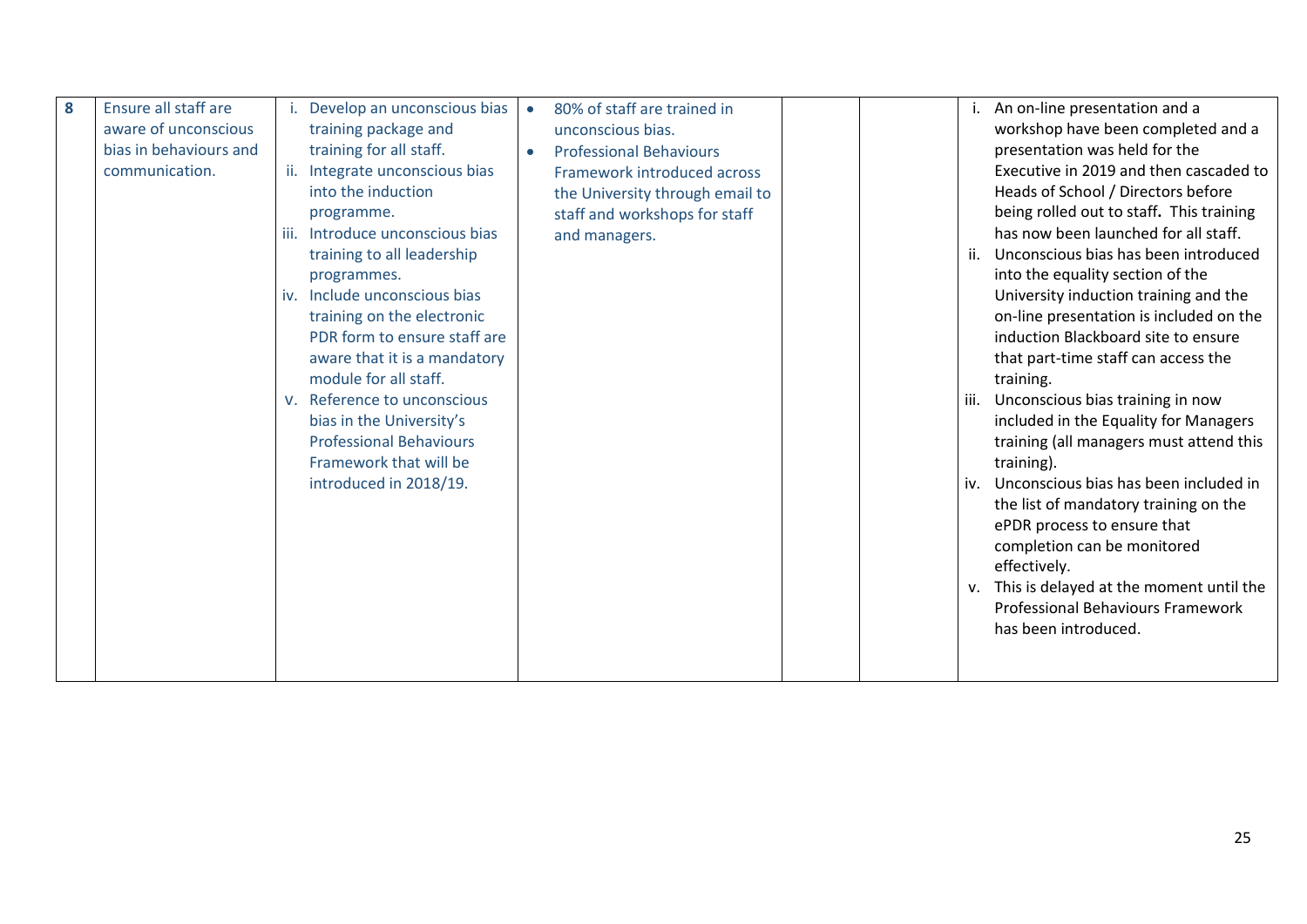| | | | | | | |
|---|---|---|---|---|---|---|
| **8** | Ensure all staff are aware of unconscious bias in behaviours and communication. | i. Develop an unconscious bias training package and training for all staff.<br>ii. Integrate unconscious bias into the induction programme.<br>iii. Introduce unconscious bias training to all leadership programmes.<br>iv. Include unconscious bias training on the electronic PDR form to ensure staff are aware that it is a mandatory module for all staff.<br>v. Reference to unconscious bias in the University's Professional Behaviours Framework that will be introduced in 2018/19. | • 80% of staff are trained in unconscious bias.<br>• Professional Behaviours Framework introduced across the University through email to staff and workshops for staff and managers. | | | i. An on-line presentation and a workshop have been completed and a presentation was held for the Executive in 2019 and then cascaded to Heads of School / Directors before being rolled out to staff. **.** This training has now been launched for all staff.<br>ii. Unconscious bias has been introduced into the equality section of the University induction training and the on-line presentation is included on the induction Blackboard site to ensure that part-time staff can access the training.<br>iii. Unconscious bias training in now included in the Equality for Managers training (all managers must attend this training).<br>iv. Unconscious bias has been included in the list of mandatory training on the ePDR process to ensure that completion can be monitored effectively.<br>v. This is delayed at the moment until the Professional Behaviours Framework has been introduced. |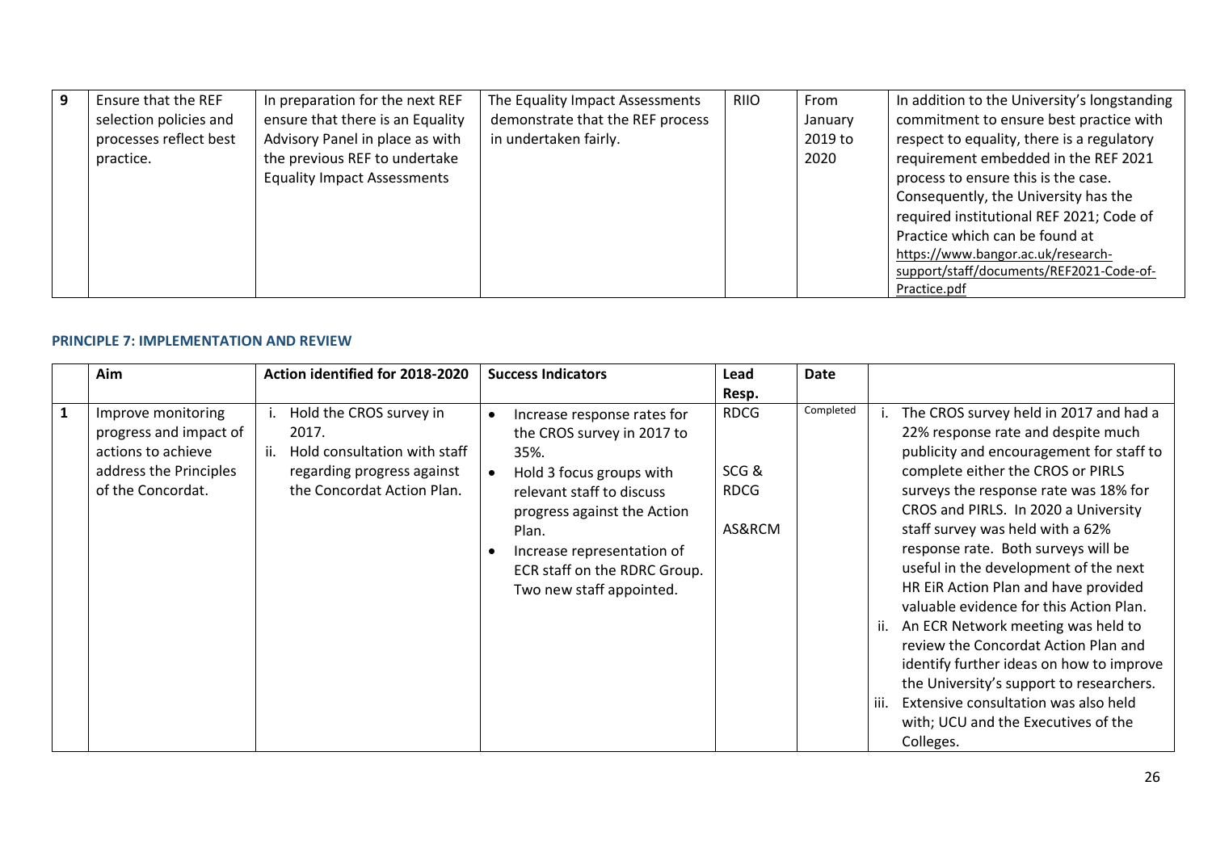| 9 | Ensure that the REF selection policies and processes reflect best practice. | In preparation for the next REF ensure that there is an Equality Advisory Panel in place as with the previous REF to undertake Equality Impact Assessments | The Equality Impact Assessments demonstrate that the REF process in undertaken fairly. | RIIO | From January 2019 to 2020 | In addition to the University's longstanding commitment to ensure best practice with respect to equality, there is a regulatory requirement embedded in the REF 2021 process to ensure this is the case. Consequently, the University has the required institutional REF 2021; Code of Practice which can be found at https://www.bangor.ac.uk/research-support/staff/documents/REF2021-Code-of-Practice.pdf |
|---|---|---|---|---|---|---|

**PRINCIPLE 7: IMPLEMENTATION AND REVIEW**

| | Aim | Action identified for 2018-2020 | Success Indicators | Lead Resp. | Date | |
|---|---|---|---|---|---|---|
| 1 | Improve monitoring progress and impact of actions to achieve address the Principles of the Concordat. | i. Hold the CROS survey in 2017.<br>ii. Hold consultation with staff regarding progress against the Concordat Action Plan. | • Increase response rates for the CROS survey in 2017 to 35%.<br>• Hold 3 focus groups with relevant staff to discuss progress against the Action Plan.<br>• Increase representation of ECR staff on the RDRC Group. Two new staff appointed. | RDCG<br><br>SCG & RDCG<br><br>AS&RCM | Completed | i. The CROS survey held in 2017 and had a 22% response rate and despite much publicity and encouragement for staff to complete either the CROS or PIRLS surveys the response rate was 18% for CROS and PIRLS. In 2020 a University staff survey was held with a 62% response rate. Both surveys will be useful in the development of the next HR EiR Action Plan and have provided valuable evidence for this Action Plan.<br>ii. An ECR Network meeting was held to review the Concordat Action Plan and identify further ideas on how to improve the University's support to researchers.<br>iii. Extensive consultation was also held with; UCU and the Executives of the Colleges. |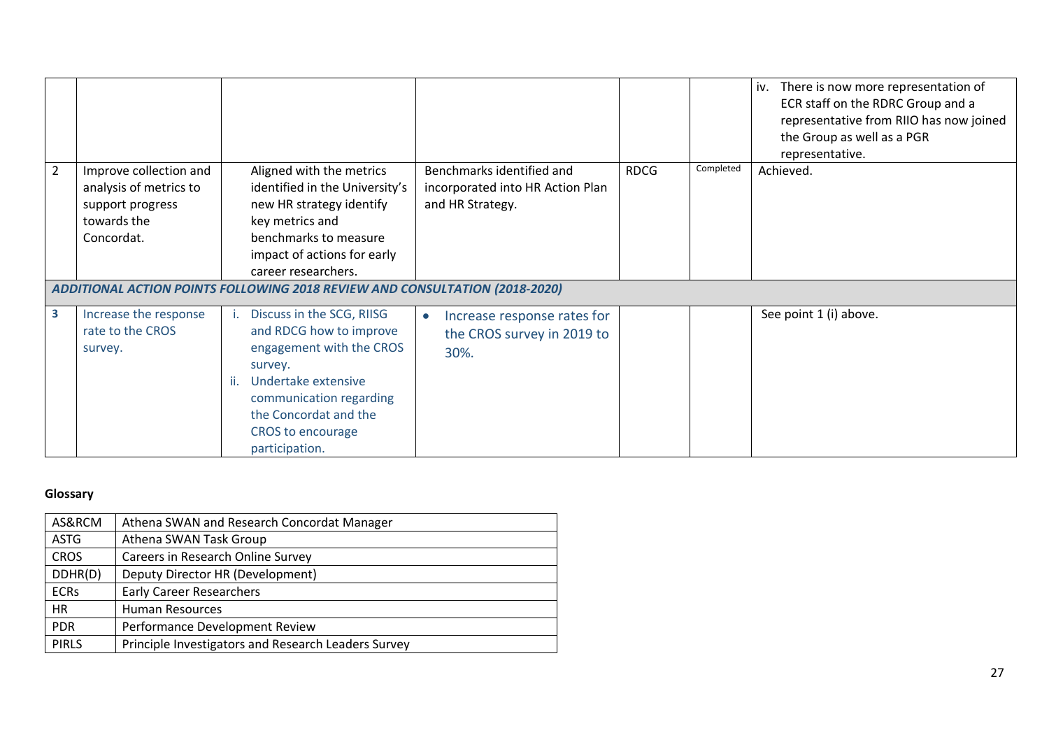| | | | | | | |
|---|---|---|---|---|---|---|
| | | | | | | iv. There is now more representation of ECR staff on the RDRC Group and a representative from RIIO has now joined the Group as well as a PGR representative. |
| 2 | Improve collection and analysis of metrics to support progress towards the Concordat. | Aligned with the metrics identified in the University's new HR strategy identify key metrics and benchmarks to measure impact of actions for early career researchers. | Benchmarks identified and incorporated into HR Action Plan and HR Strategy. | RDCG | Completed | Achieved. |
| ***ADDITIONAL ACTION POINTS FOLLOWING 2018 REVIEW AND CONSULTATION (2018-2020)*** | | | | | | |
| **3** | Increase the response rate to the CROS survey. | i. Discuss in the SCG, RIISG and RDCG how to improve engagement with the CROS survey.<br>ii. Undertake extensive communication regarding the Concordat and the CROS to encourage participation. | • Increase response rates for the CROS survey in 2019 to 30%. | | | See point 1 (i) above. |

**Glossary**

| | |
|---|---|
| AS&RCM | Athena SWAN and Research Concordat Manager |
| ASTG | Athena SWAN Task Group |
| CROS | Careers in Research Online Survey |
| DDHR(D) | Deputy Director HR (Development) |
| ECRs | Early Career Researchers |
| HR | Human Resources |
| PDR | Performance Development Review |
| PIRLS | Principle Investigators and Research Leaders Survey |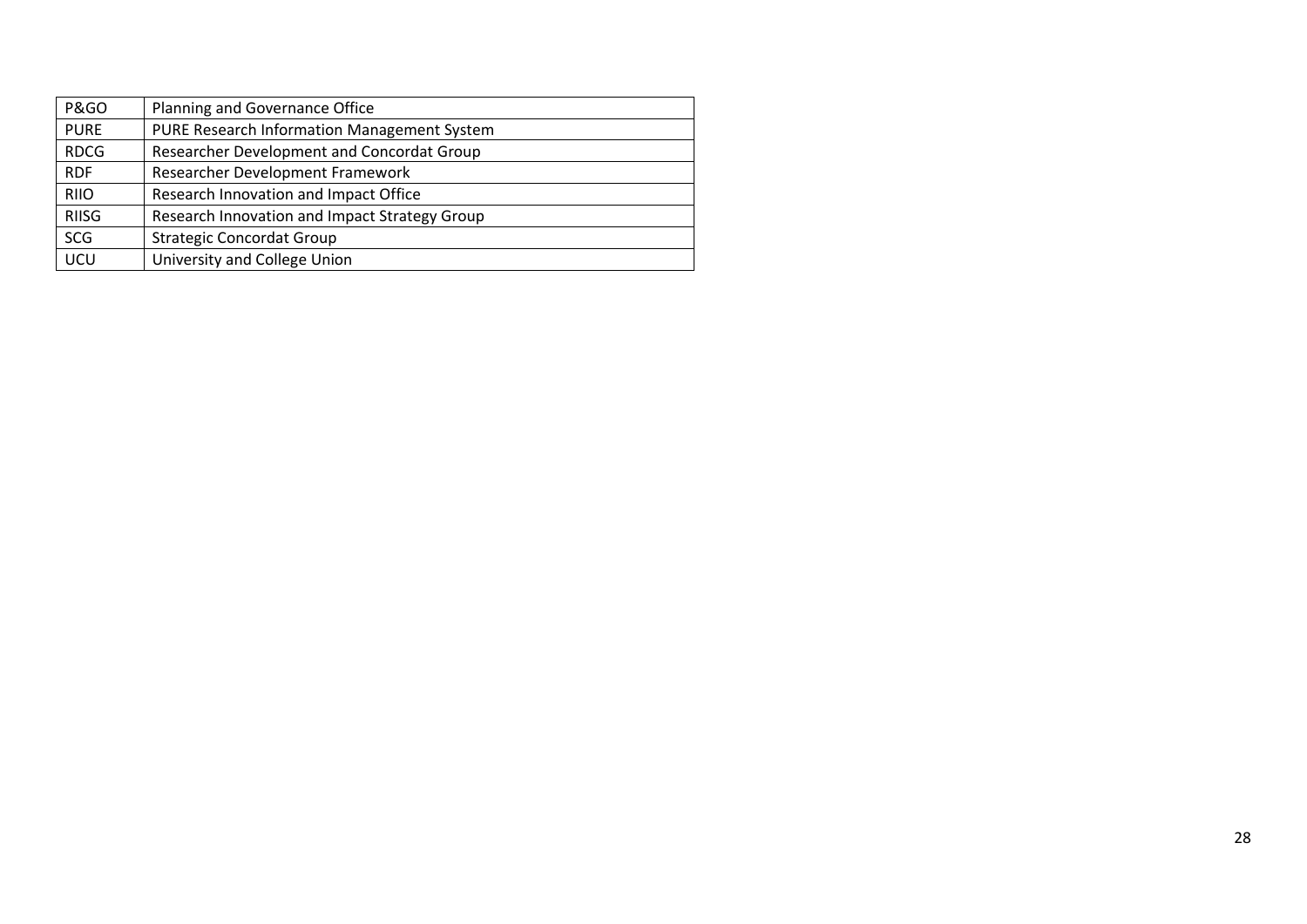| | |
|---|---|
| P&GO | Planning and Governance Office |
| PURE | PURE Research Information Management System |
| RDCG | Researcher Development and Concordat Group |
| RDF | Researcher Development Framework |
| RIIO | Research Innovation and Impact Office |
| RIISG | Research Innovation and Impact Strategy Group |
| SCG | Strategic Concordat Group |
| UCU | University and College Union |